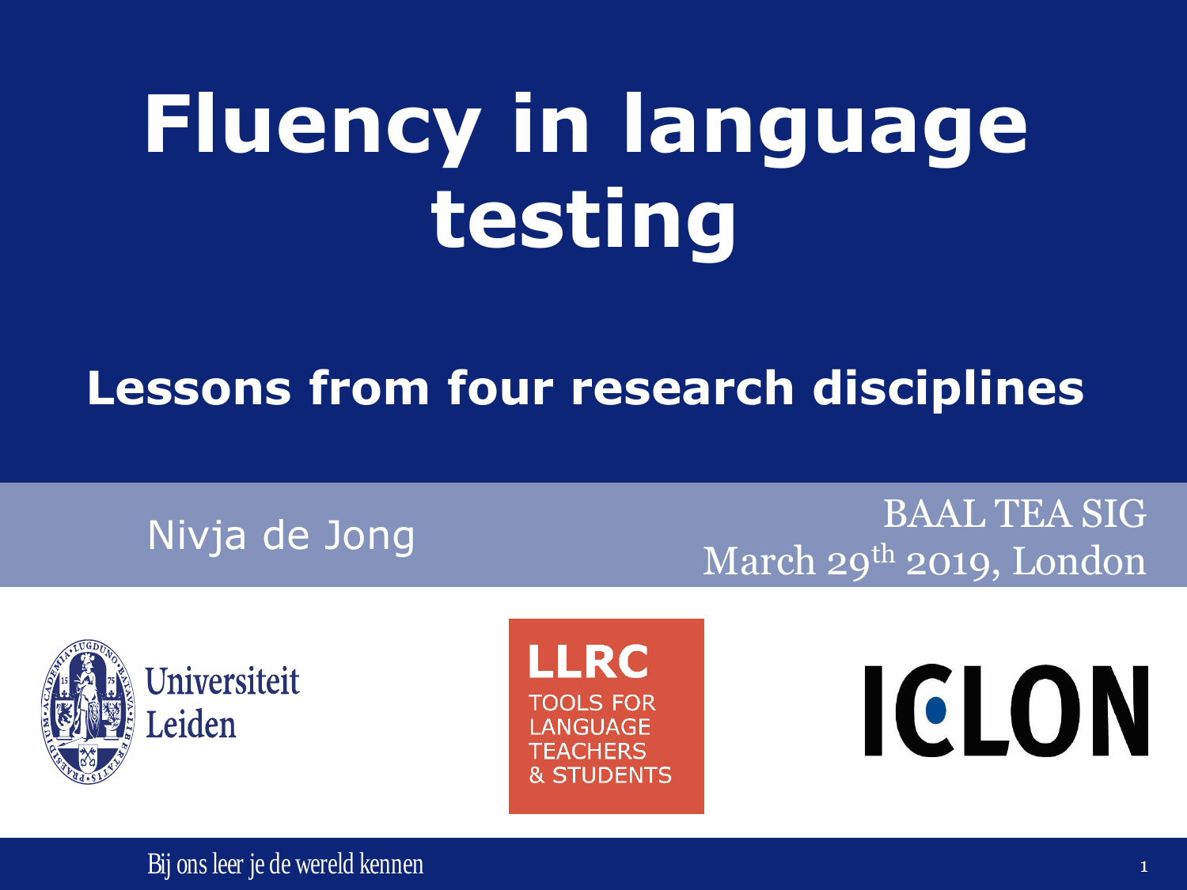# Fluency in language testing

## Lessons from four research disciplines

Nivja de Jong

BAAL TEA SIG
March 29th 2019, London

Universiteit Leiden

LLRC
TOOLS FOR LANGUAGE TEACHERS & STUDENTS

ICLON

Bij ons leer je de wereld kennen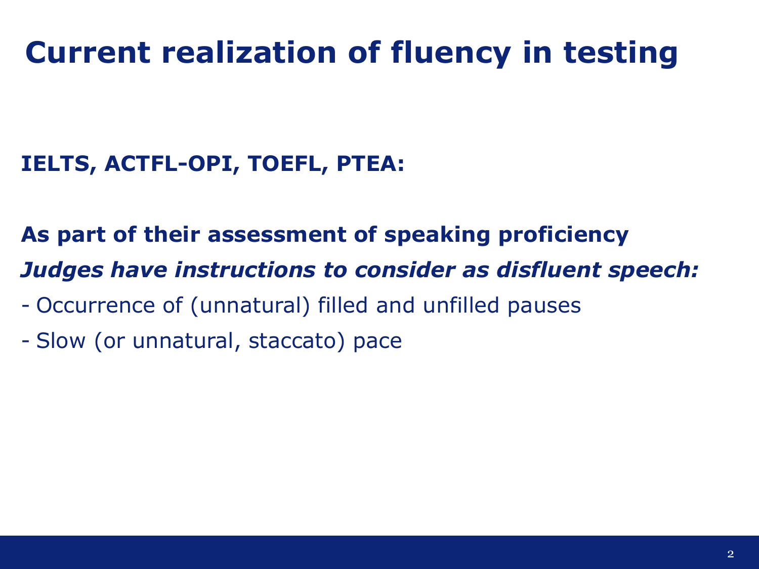# Current realization of fluency in testing

**IELTS, ACTFL-OPI, TOEFL, PTEA:**

**As part of their assessment of speaking proficiency**

***Judges have instructions to consider as disfluent speech:***

- Occurrence of (unnatural) filled and unfilled pauses
- Slow (or unnatural, staccato) pace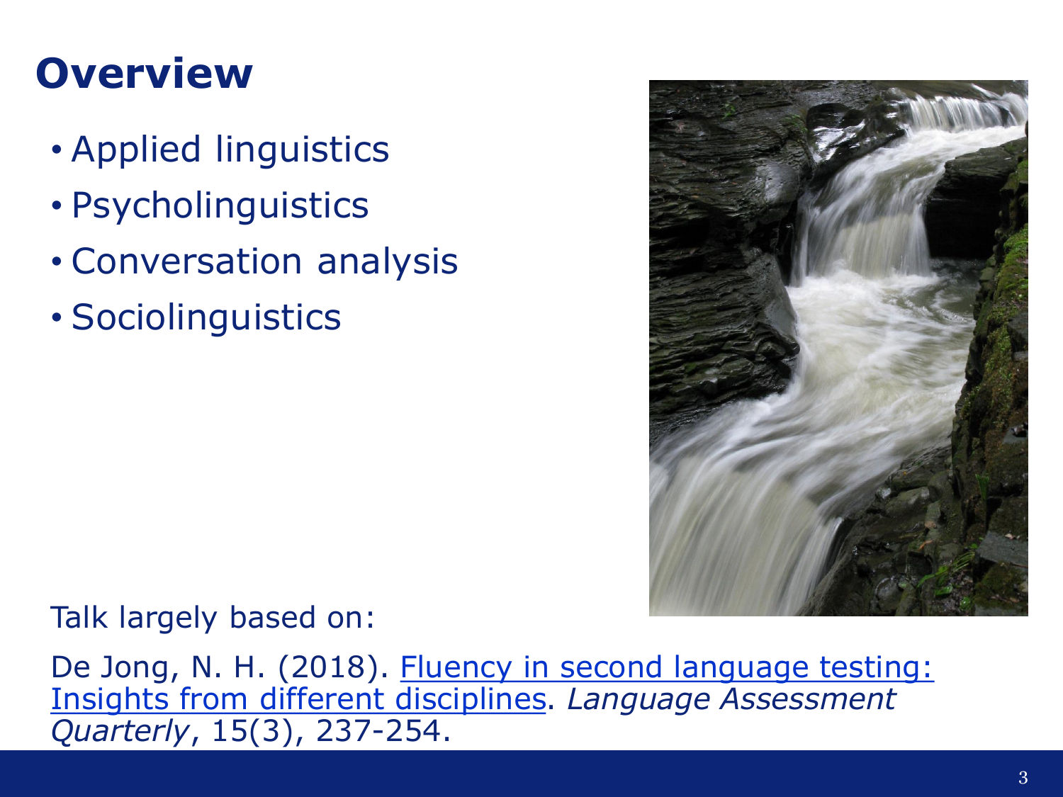# Overview

- Applied linguistics
- Psycholinguistics
- Conversation analysis
- Sociolinguistics

Talk largely based on:

De Jong, N. H. (2018). Fluency in second language testing: Insights from different disciplines. *Language Assessment Quarterly*, 15(3), 237-254.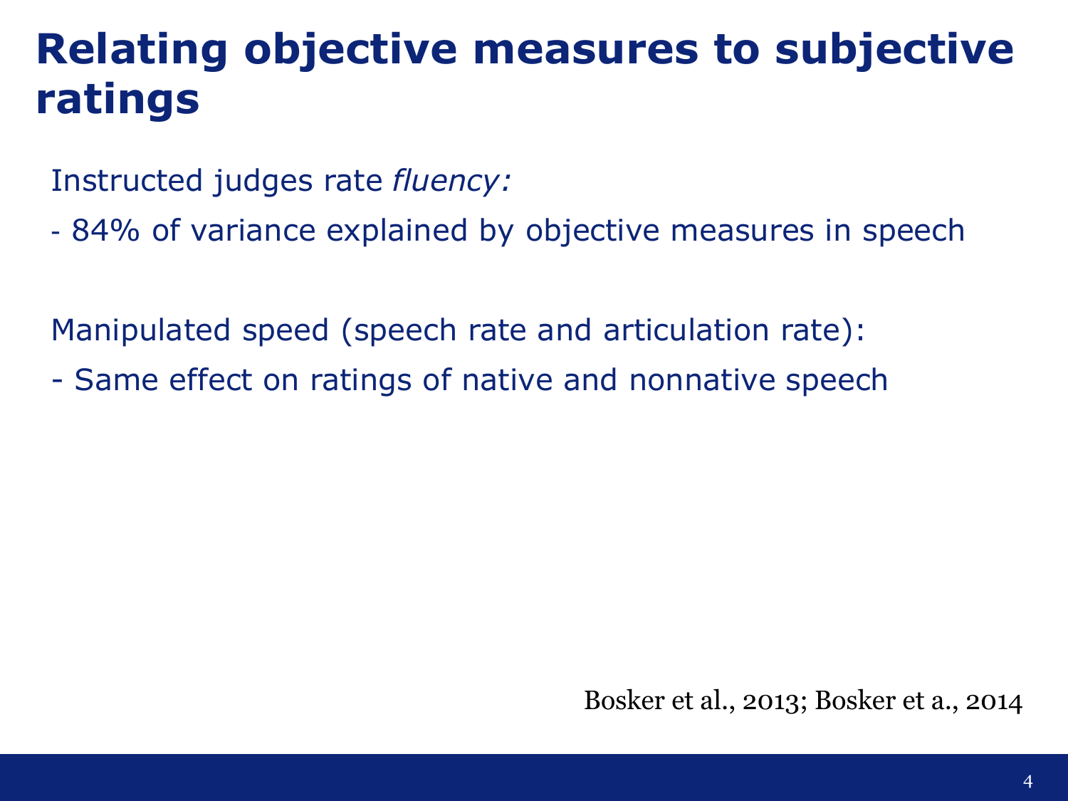# Relating objective measures to subjective ratings

Instructed judges rate *fluency:*

- 84% of variance explained by objective measures in speech

Manipulated speed (speech rate and articulation rate):

- Same effect on ratings of native and nonnative speech

Bosker et al., 2013; Bosker et a., 2014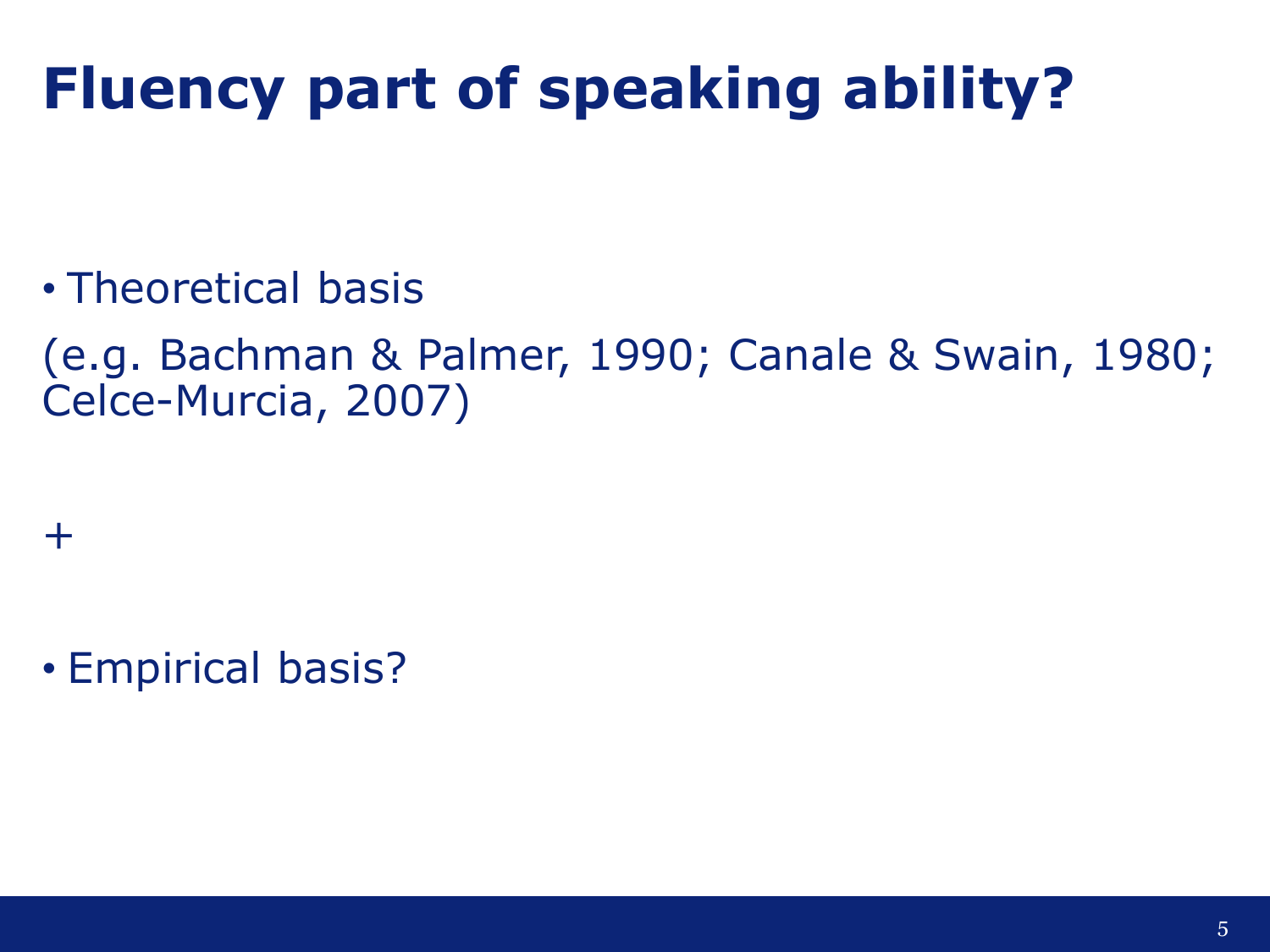# Fluency part of speaking ability?

- Theoretical basis

(e.g. Bachman & Palmer, 1990; Canale & Swain, 1980; Celce-Murcia, 2007)

+

- Empirical basis?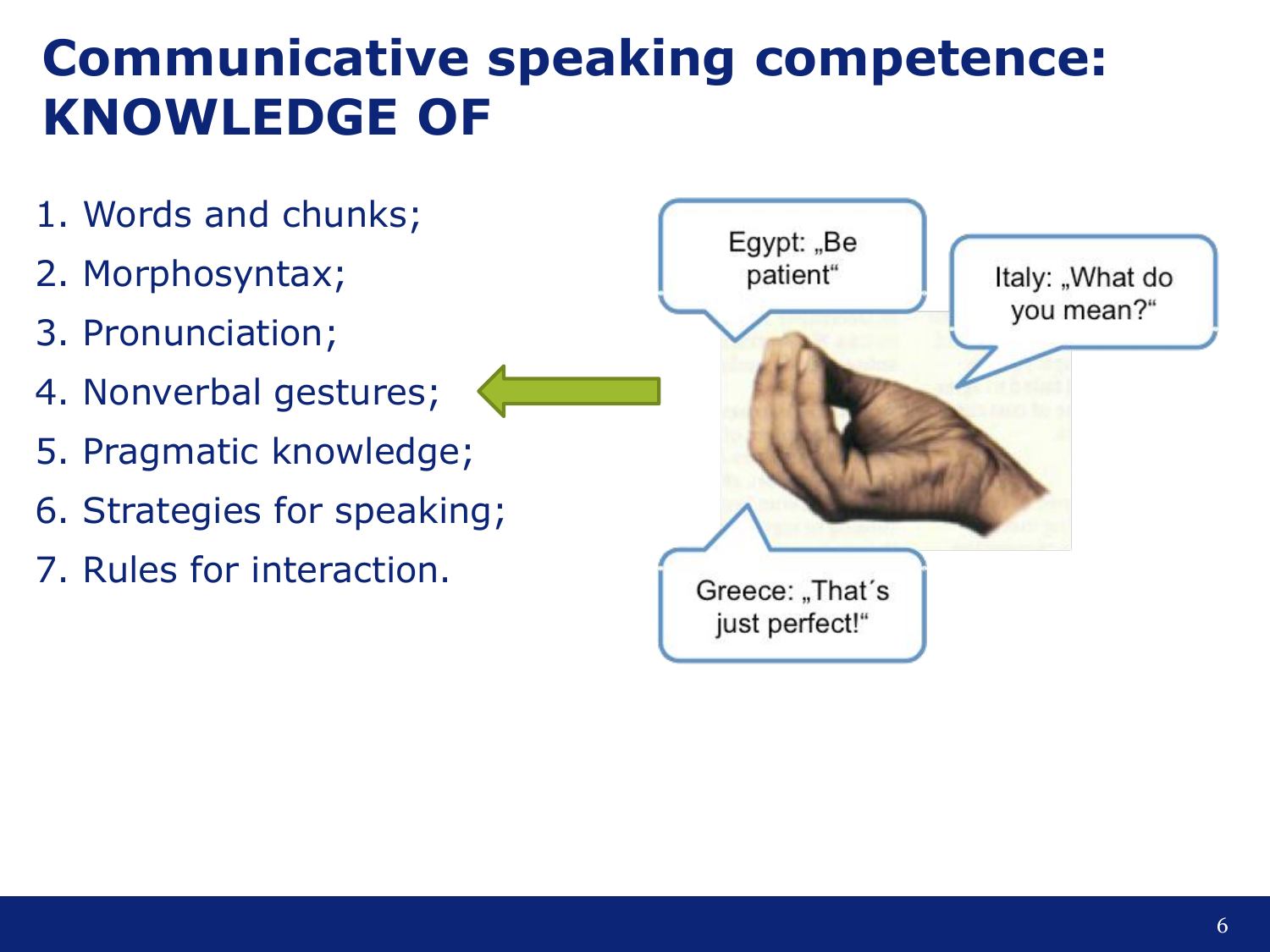# Communicative speaking competence: KNOWLEDGE OF

1. Words and chunks;
2. Morphosyntax;
3. Pronunciation;
4. Nonverbal gestures;
5. Pragmatic knowledge;
6. Strategies for speaking;
7. Rules for interaction.

Egypt: „Be patient“

Italy: „What do you mean?“

Greece: „That´s just perfect!“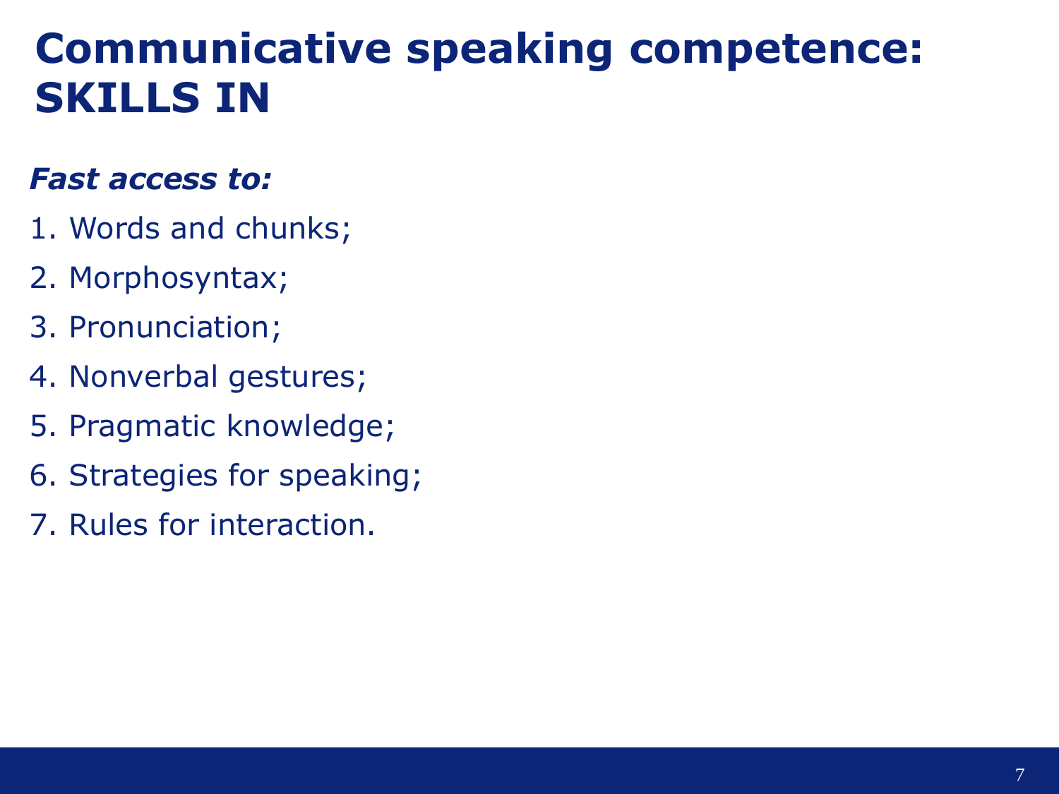# Communicative speaking competence: SKILLS IN

***Fast access to:***

1. Words and chunks;
2. Morphosyntax;
3. Pronunciation;
4. Nonverbal gestures;
5. Pragmatic knowledge;
6. Strategies for speaking;
7. Rules for interaction.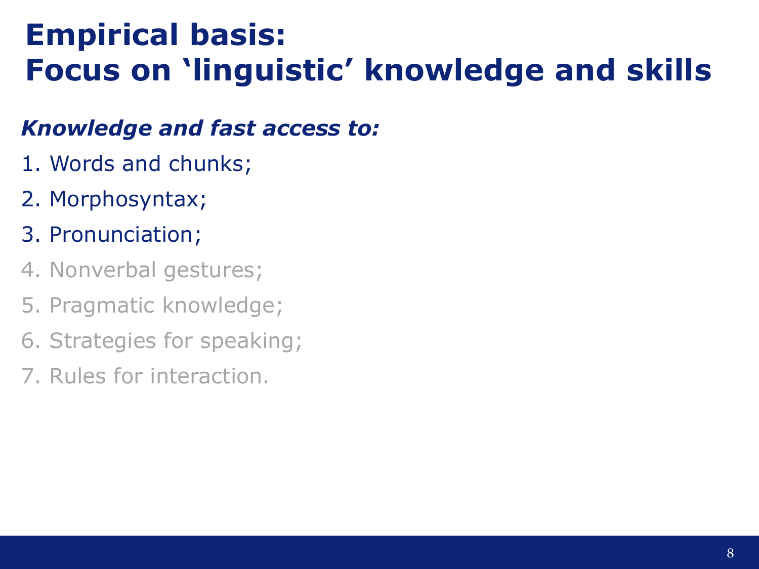# Empirical basis:
# Focus on ‘linguistic’ knowledge and skills

***Knowledge and fast access to:***

1. Words and chunks;
2. Morphosyntax;
3. Pronunciation;
4. Nonverbal gestures;
5. Pragmatic knowledge;
6. Strategies for speaking;
7. Rules for interaction.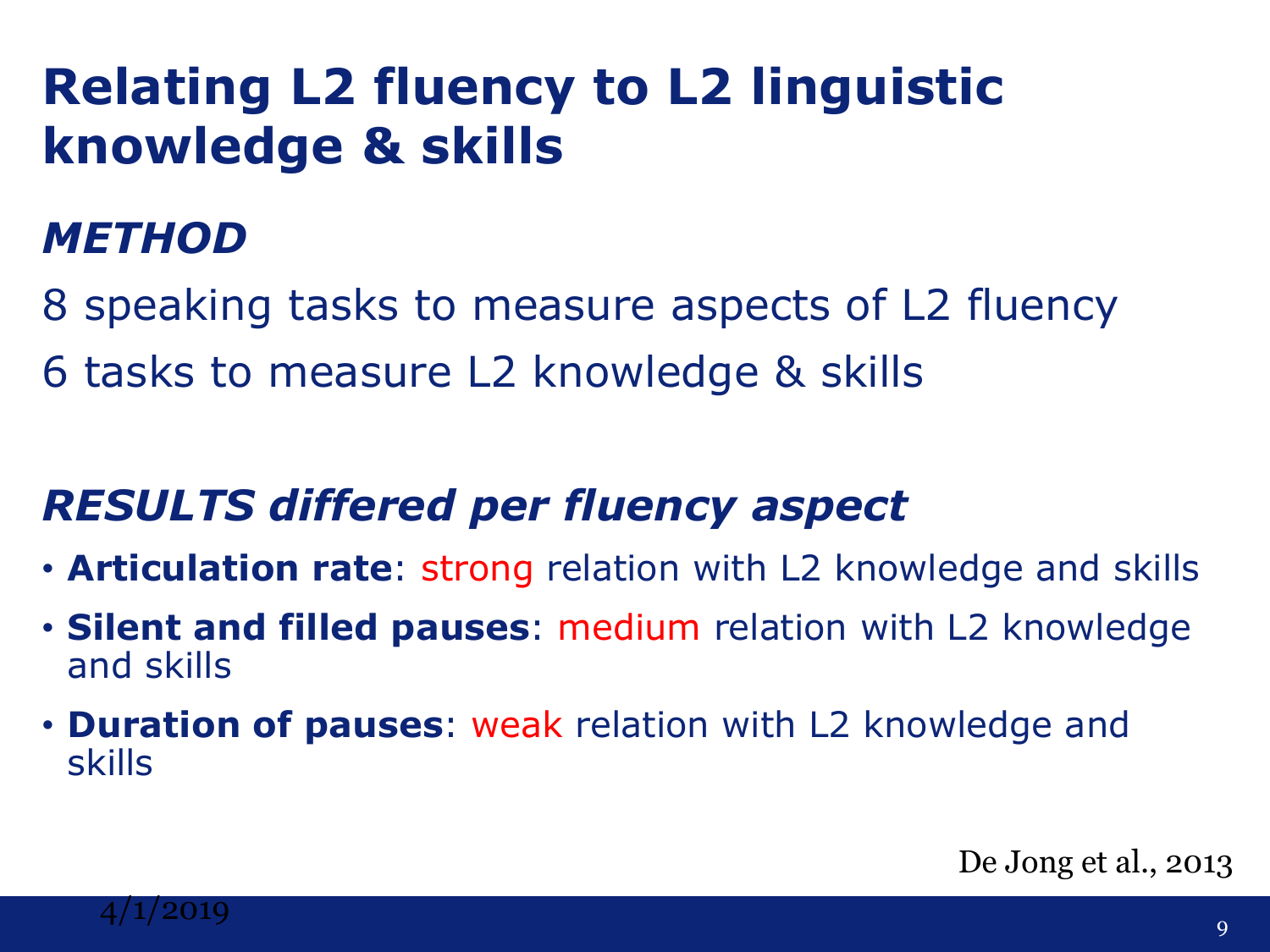# Relating L2 fluency to L2 linguistic knowledge & skills

## *METHOD*

8 speaking tasks to measure aspects of L2 fluency

6 tasks to measure L2 knowledge & skills

## *RESULTS differed per fluency aspect*

- **Articulation rate**: strong relation with L2 knowledge and skills
- **Silent and filled pauses**: medium relation with L2 knowledge and skills
- **Duration of pauses**: weak relation with L2 knowledge and skills

De Jong et al., 2013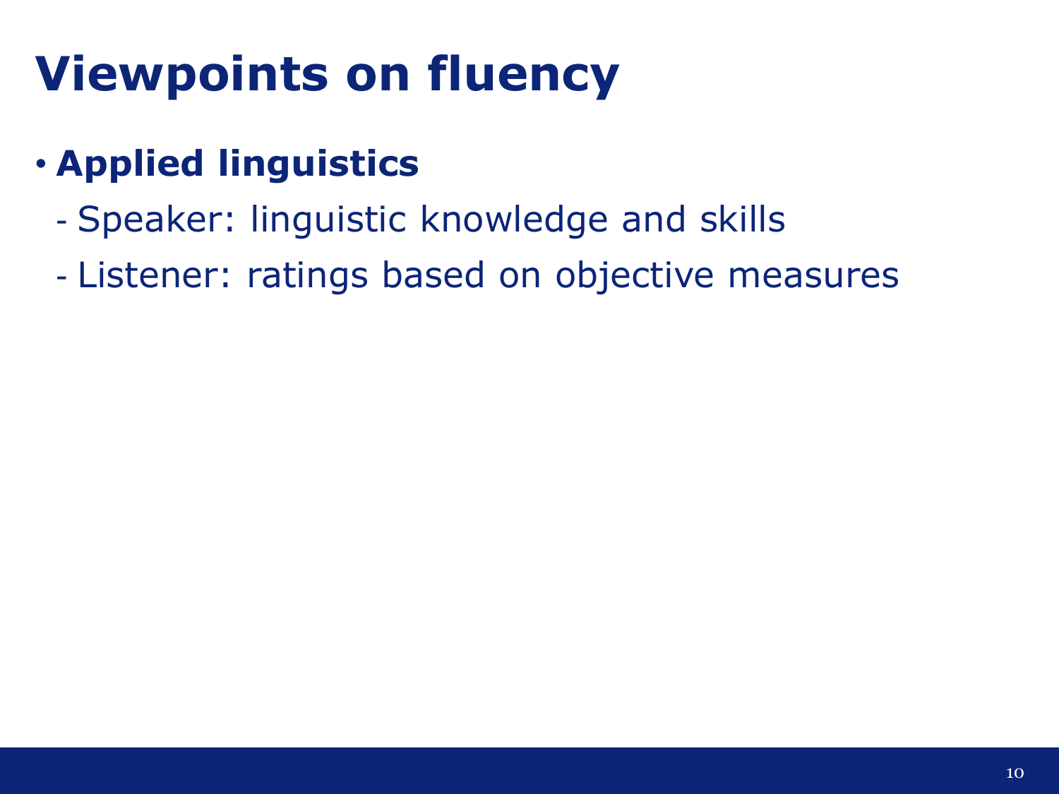# Viewpoints on fluency

- **Applied linguistics**
  - Speaker: linguistic knowledge and skills
  - Listener: ratings based on objective measures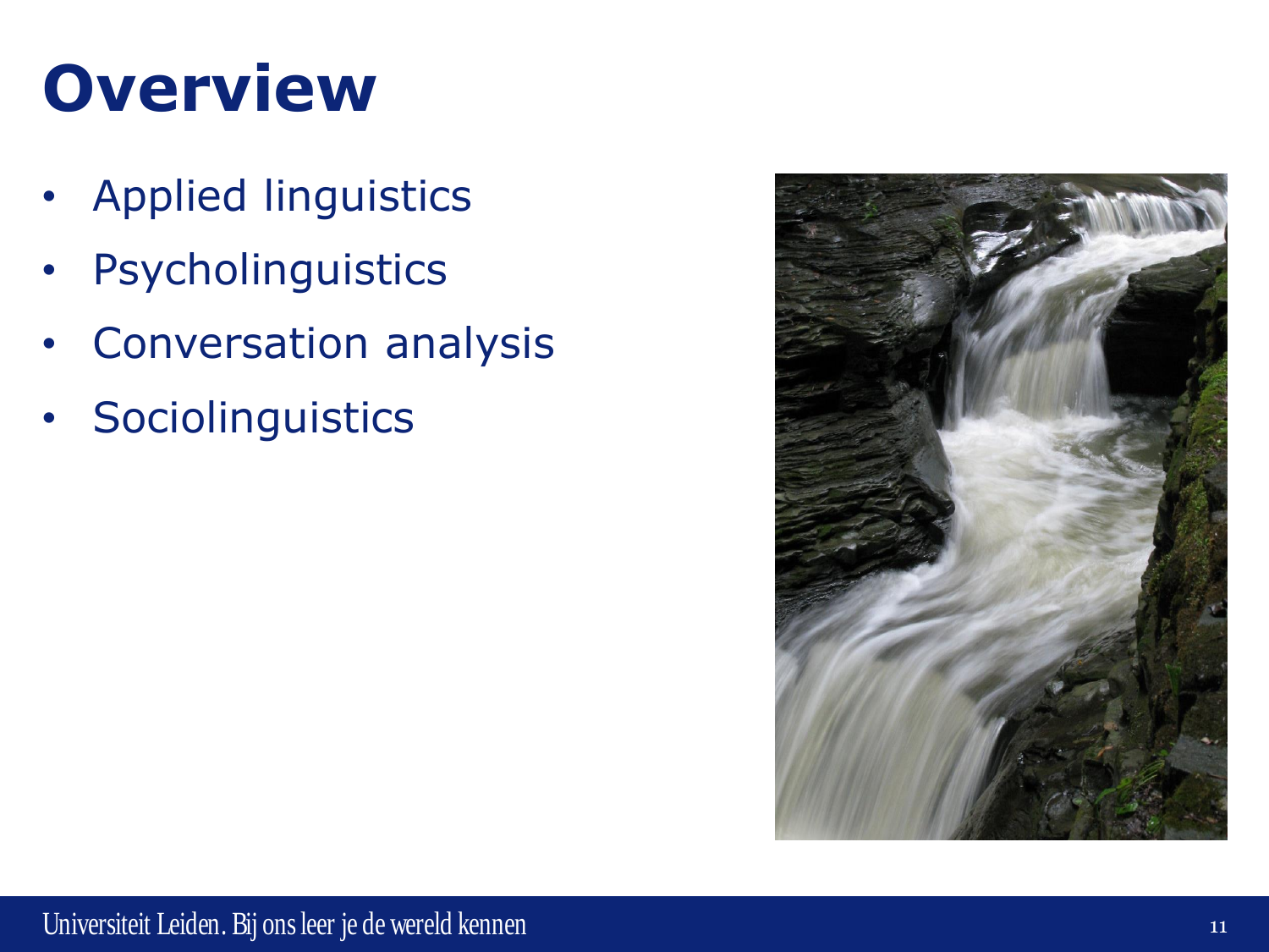# Overview

- Applied linguistics
- Psycholinguistics
- Conversation analysis
- Sociolinguistics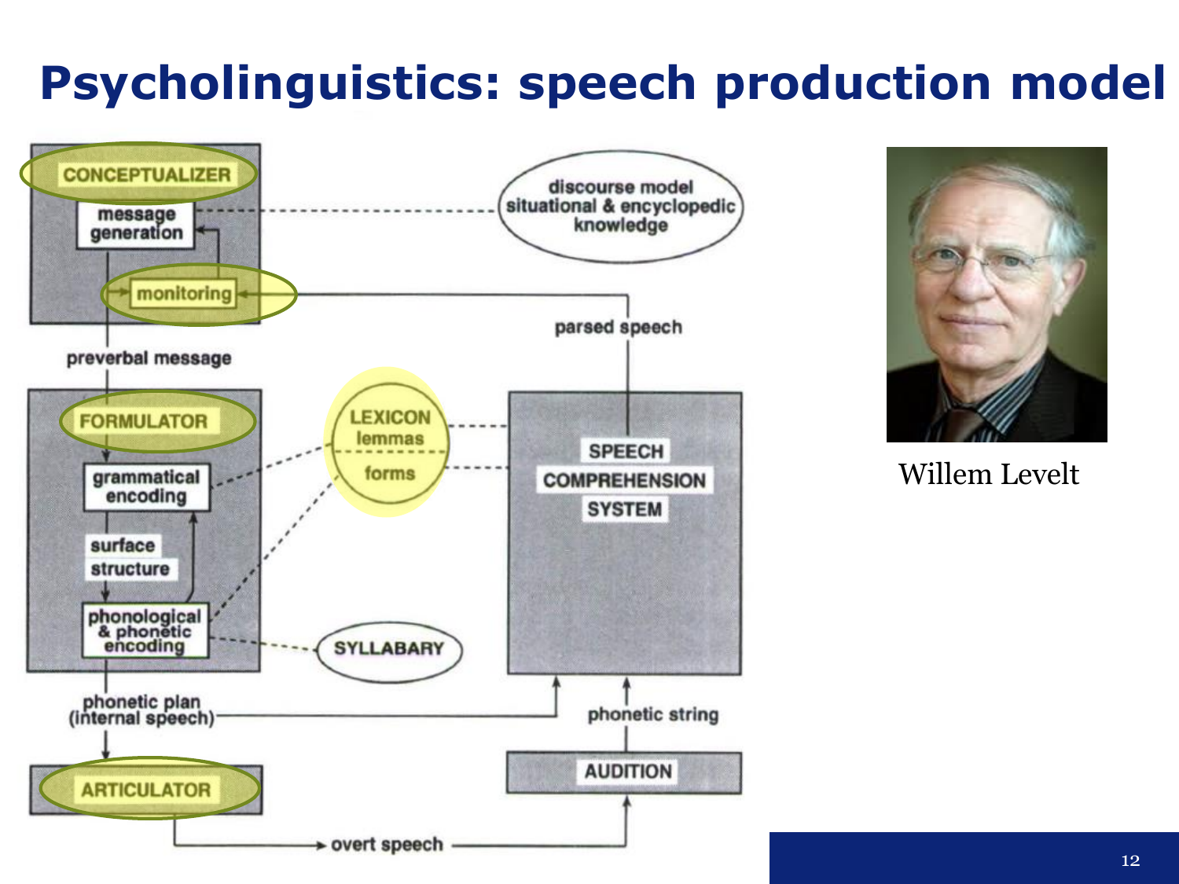# Psycholinguistics: speech production model

CONCEPTUALIZER

message generation

monitoring

discourse model situational & encyclopedic knowledge

parsed speech

preverbal message

FORMULATOR

grammatical encoding

surface structure

phonological & phonetic encoding

LEXICON lemmas forms

SPEECH COMPREHENSION SYSTEM

SYLLABARY

phonetic plan (internal speech)

phonetic string

ARTICULATOR

AUDITION

overt speech

Willem Levelt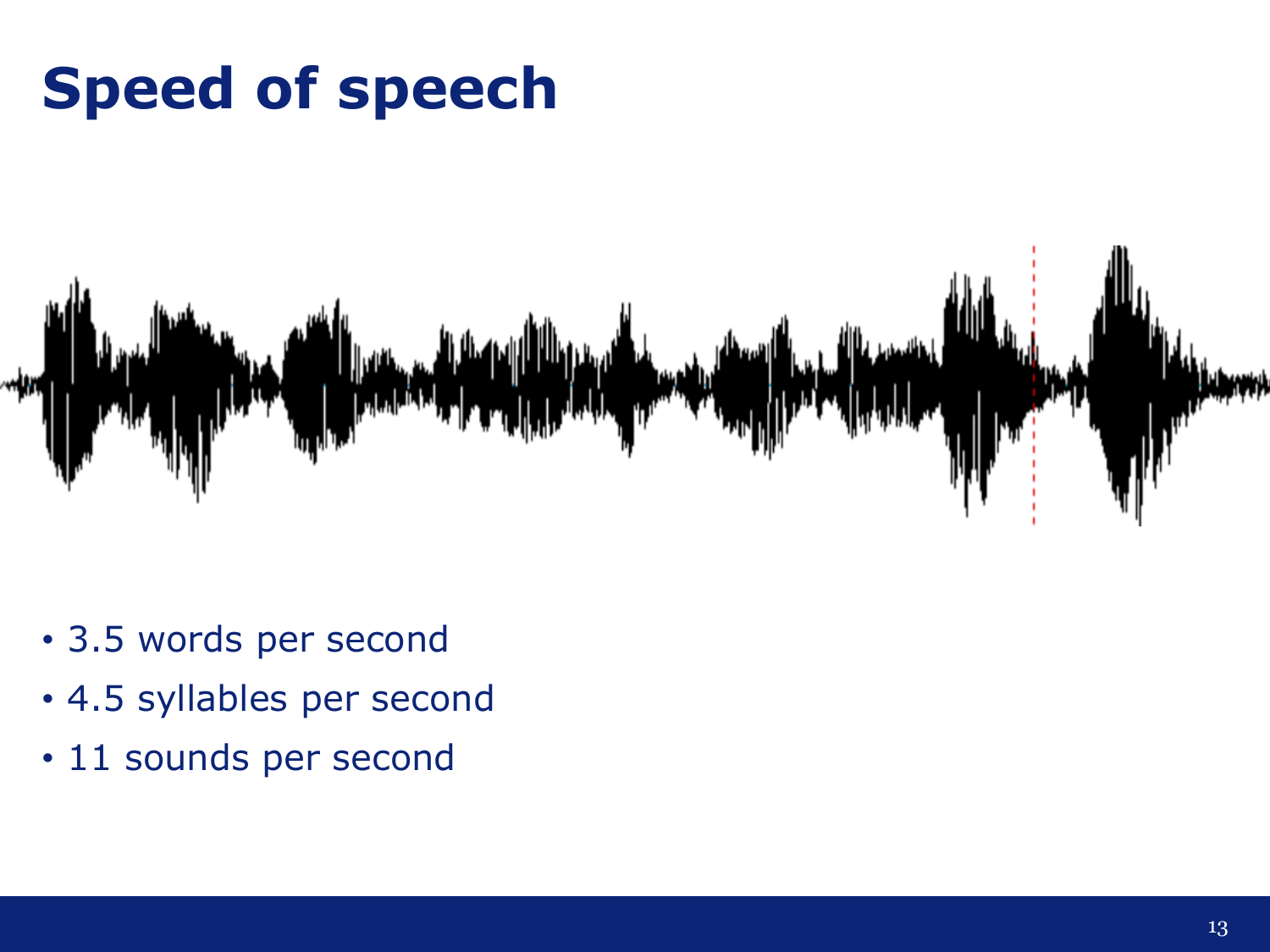# Speed of speech

- 3.5 words per second
- 4.5 syllables per second
- 11 sounds per second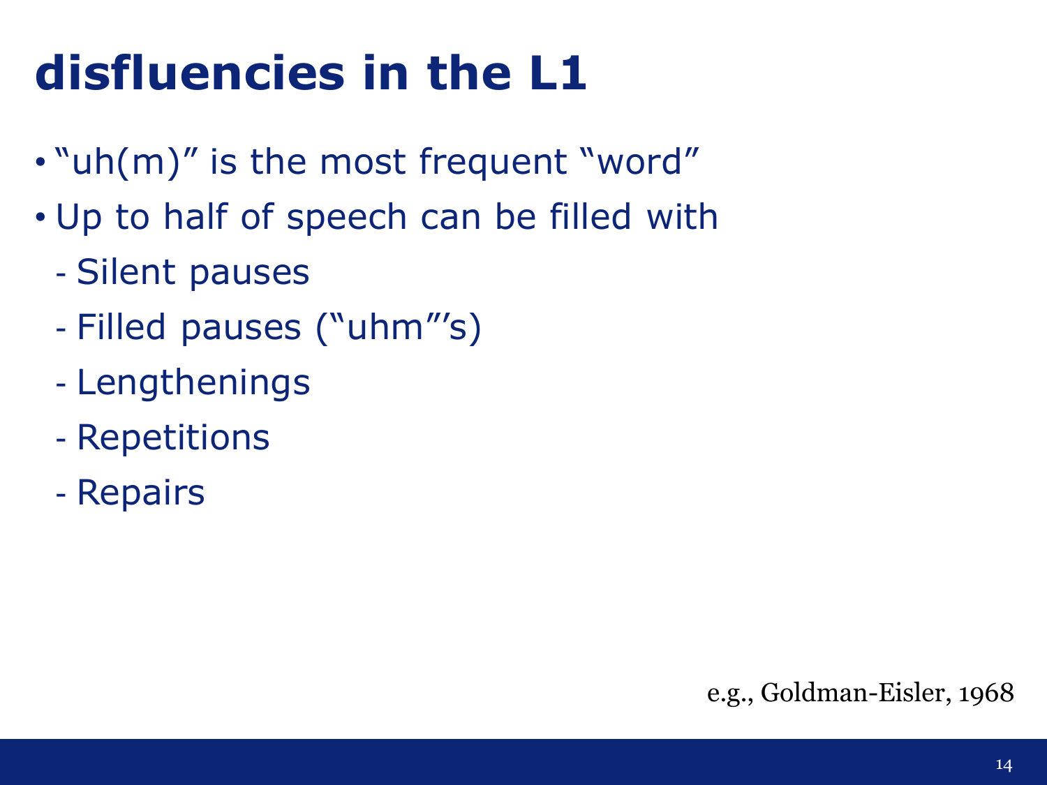# disfluencies in the L1

- "uh(m)" is the most frequent "word"
- Up to half of speech can be filled with
  - Silent pauses
  - Filled pauses ("uhm"'s)
  - Lengthenings
  - Repetitions
  - Repairs

e.g., Goldman-Eisler, 1968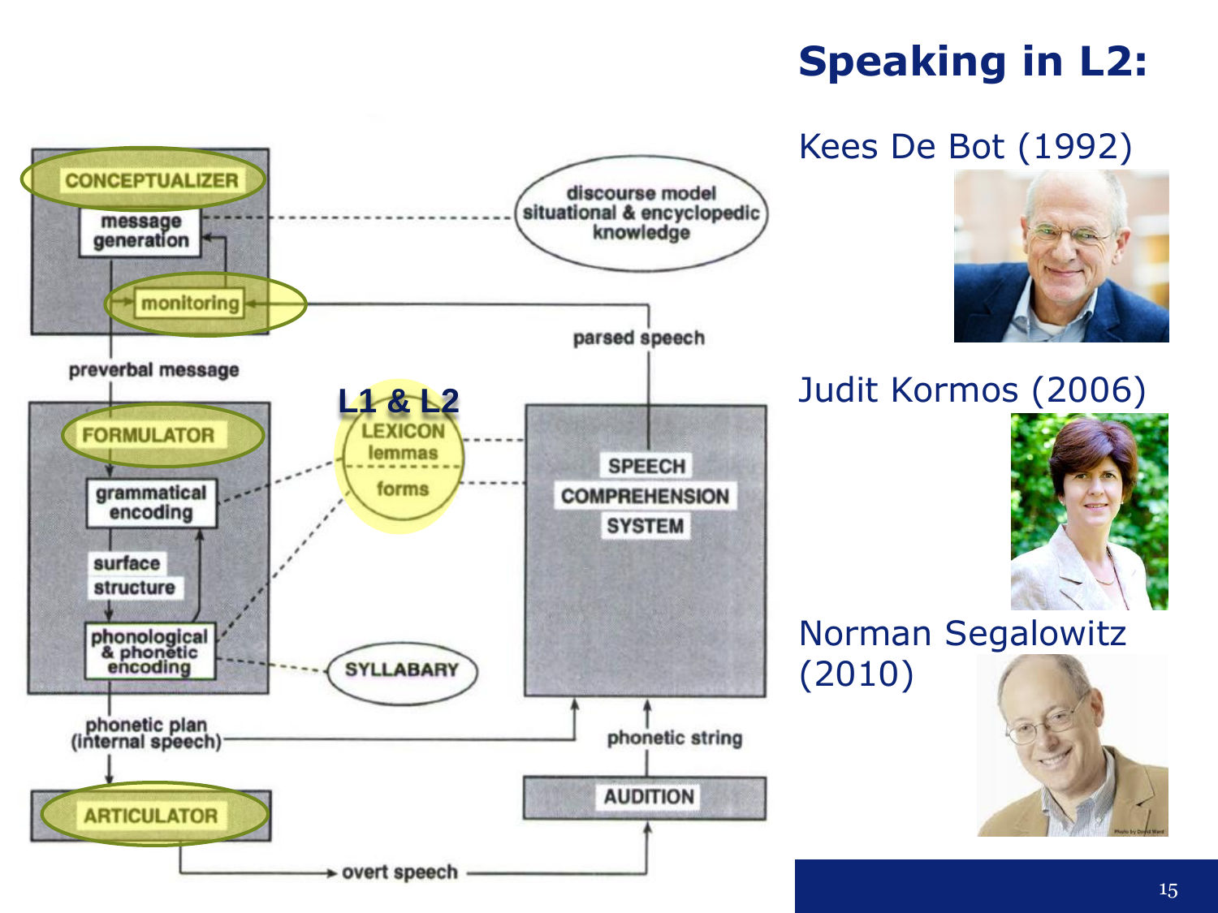# Speaking in L2:

Kees De Bot (1992)

Judit Kormos (2006)

Norman Segalowitz (2010)

CONCEPTUALIZER

message generation

monitoring

discourse model situational & encyclopedic knowledge

parsed speech

preverbal message

L1 & L2

FORMULATOR

grammatical encoding

surface structure

phonological & phonetic encoding

LEXICON lemmas forms

SPEECH COMPREHENSION SYSTEM

SYLLABARY

phonetic plan (internal speech)

phonetic string

ARTICULATOR

AUDITION

overt speech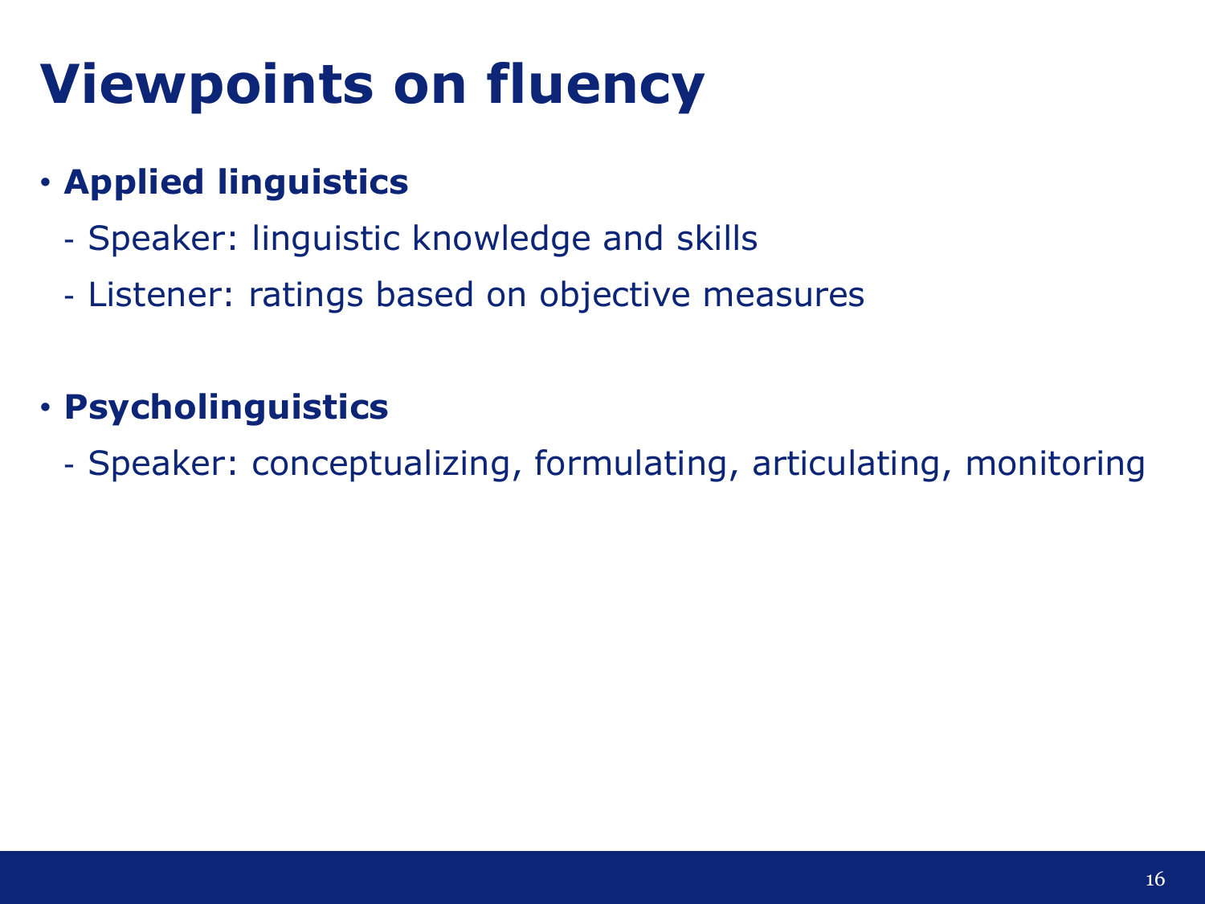# Viewpoints on fluency

- **Applied linguistics**
  - Speaker: linguistic knowledge and skills
  - Listener: ratings based on objective measures

- **Psycholinguistics**
  - Speaker: conceptualizing, formulating, articulating, monitoring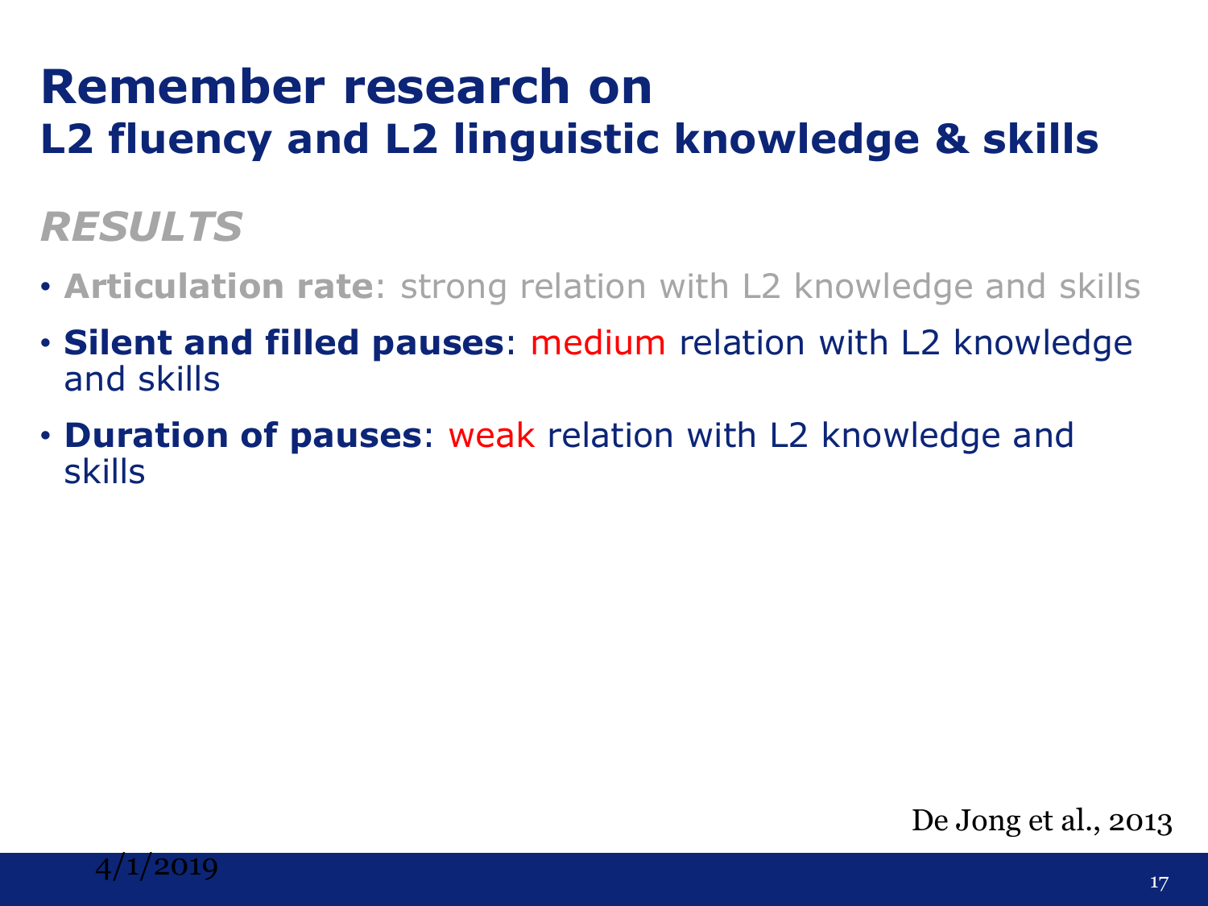# Remember research on
## L2 fluency and L2 linguistic knowledge & skills

### *RESULTS*

- **Articulation rate**: strong relation with L2 knowledge and skills
- **Silent and filled pauses**: medium relation with L2 knowledge and skills
- **Duration of pauses**: weak relation with L2 knowledge and skills

De Jong et al., 2013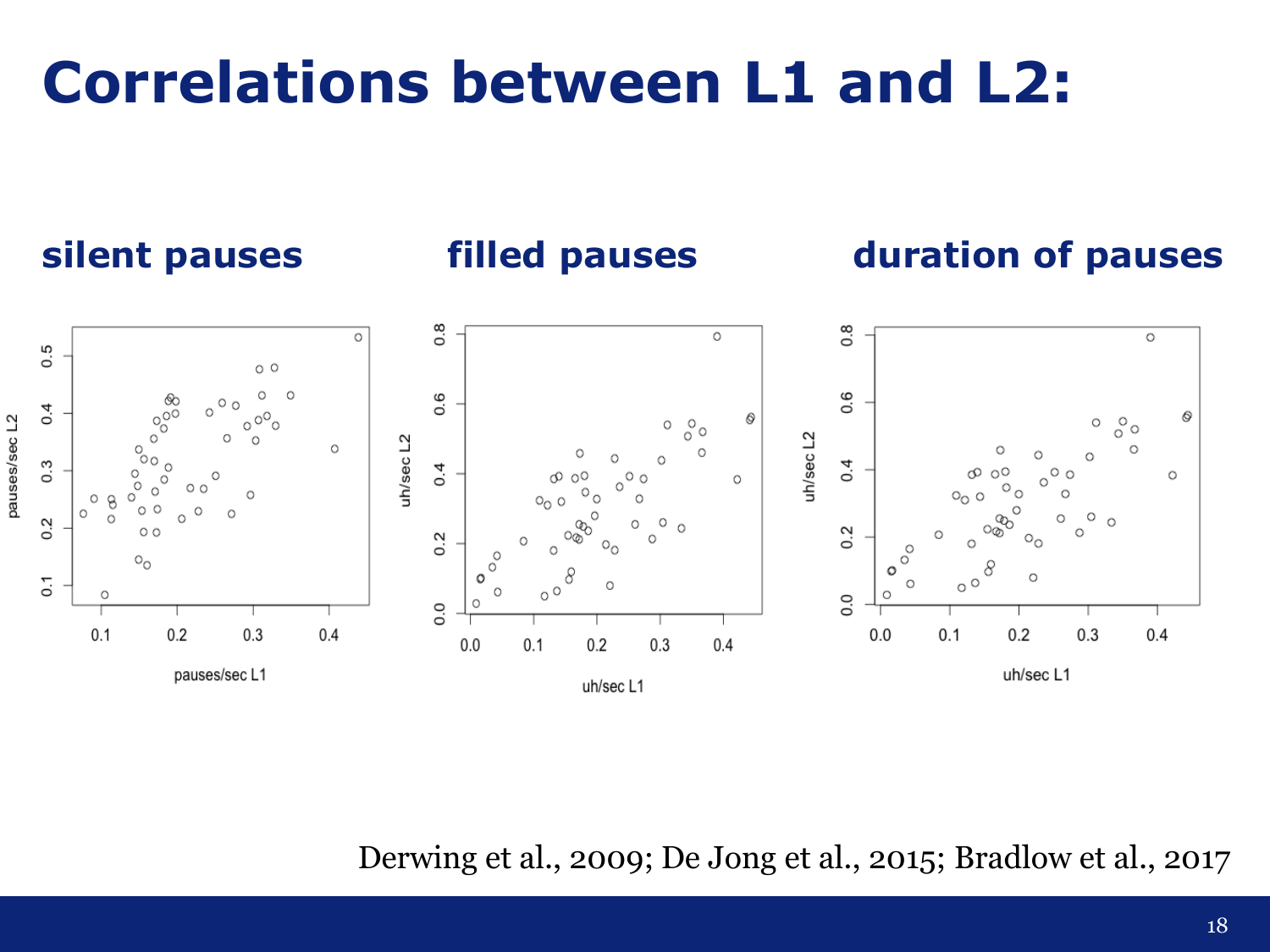# Correlations between L1 and L2:

**silent pauses** | **filled pauses** | **duration of pauses**

Derwing et al., 2009; De Jong et al., 2015; Bradlow et al., 2017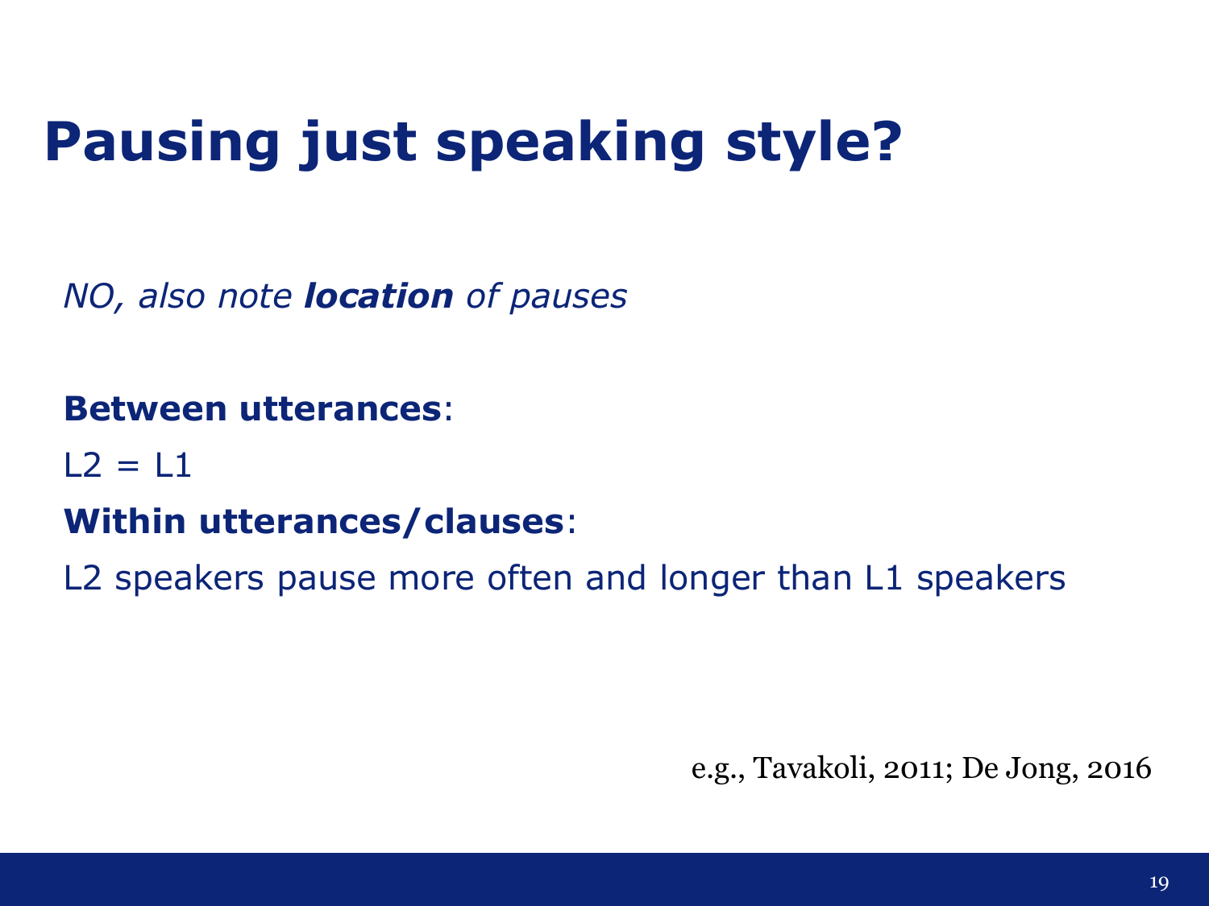# Pausing just speaking style?

*NO, also note **location** of pauses*

**Between utterances**:

L2 = L1

**Within utterances/clauses**:

L2 speakers pause more often and longer than L1 speakers

e.g., Tavakoli, 2011; De Jong, 2016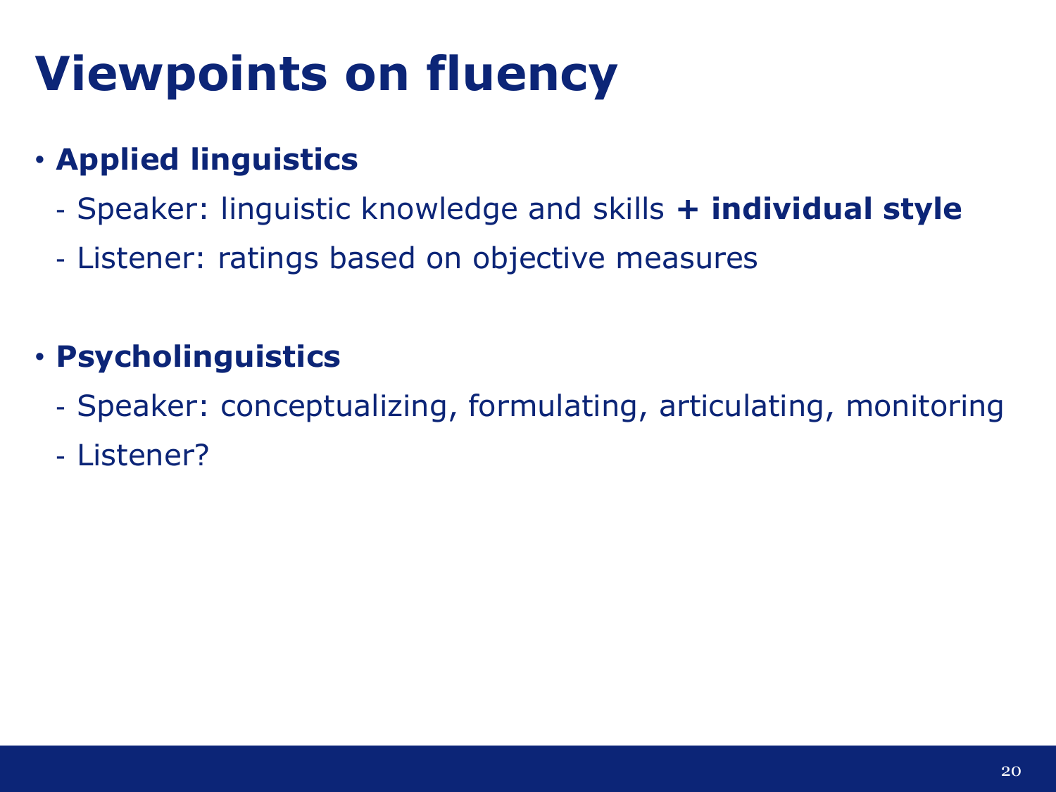# Viewpoints on fluency

- **Applied linguistics**
  - Speaker: linguistic knowledge and skills **+ individual style**
  - Listener: ratings based on objective measures

- **Psycholinguistics**
  - Speaker: conceptualizing, formulating, articulating, monitoring
  - Listener?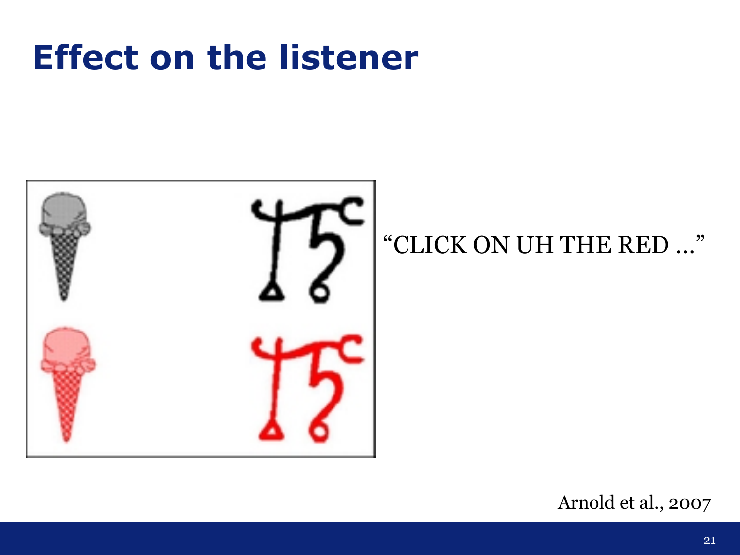# Effect on the listener

"CLICK ON UH THE RED …"

Arnold et al., 2007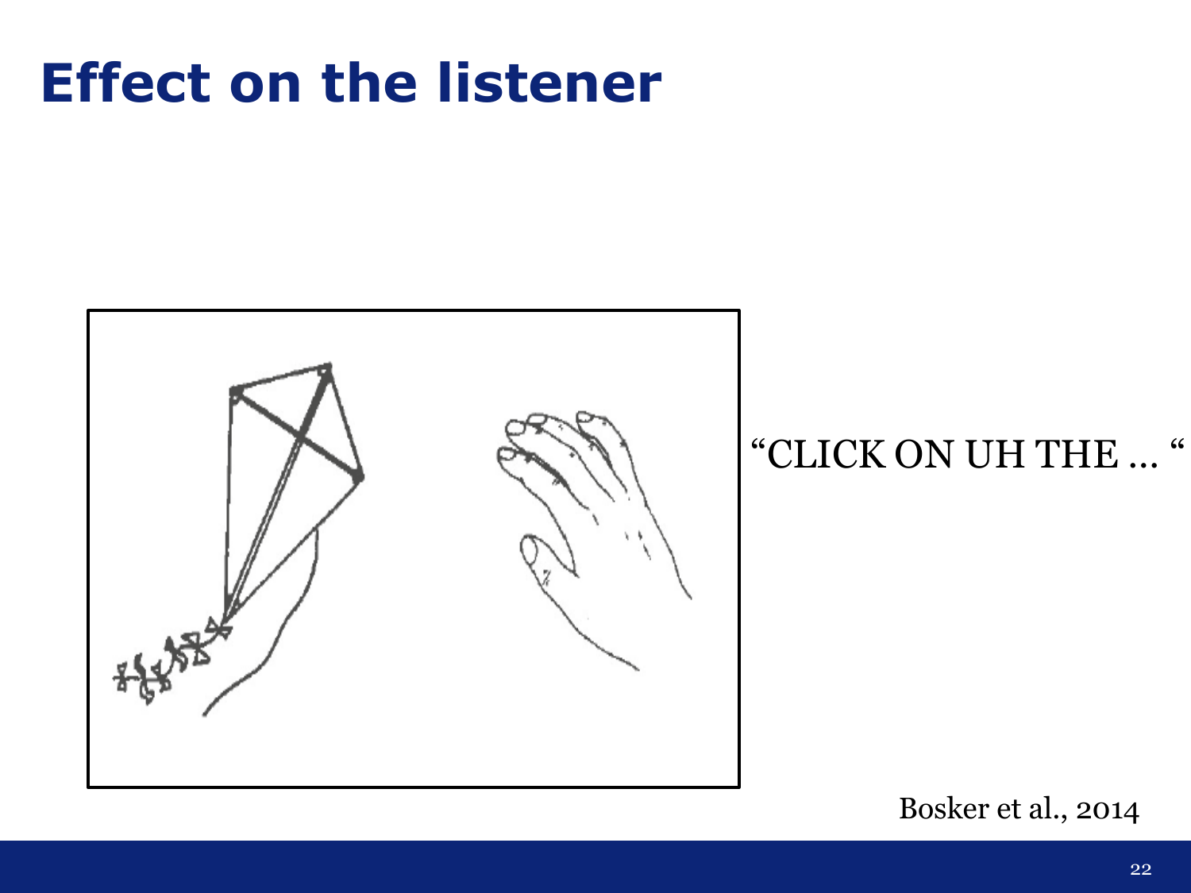# Effect on the listener

"CLICK ON UH THE ... "

Bosker et al., 2014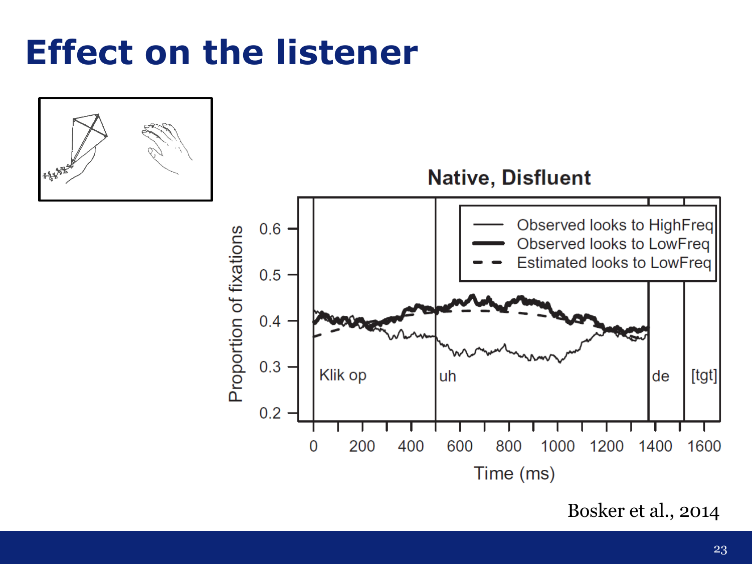# Effect on the listener

**Native, Disfluent**

- Observed looks to HighFreq
- Observed looks to LowFreq
- Estimated looks to LowFreq

Proportion of fixations (0.2–0.6) by Time (ms) (0–1600), with segment labels: Klik op, uh, de, [tgt]

Bosker et al., 2014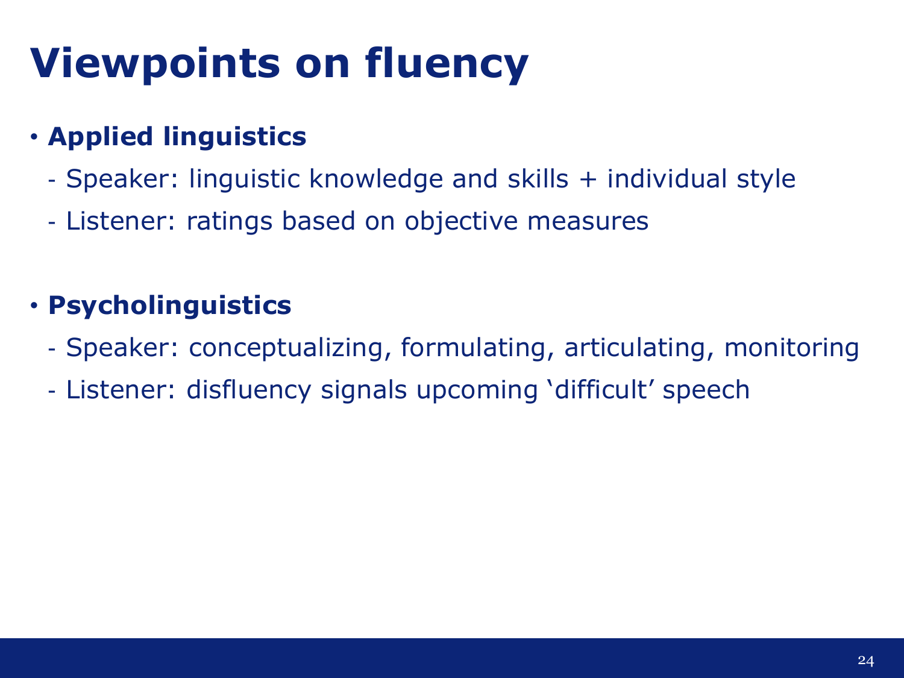# Viewpoints on fluency

- **Applied linguistics**
  - Speaker: linguistic knowledge and skills + individual style
  - Listener: ratings based on objective measures

- **Psycholinguistics**
  - Speaker: conceptualizing, formulating, articulating, monitoring
  - Listener: disfluency signals upcoming ‘difficult’ speech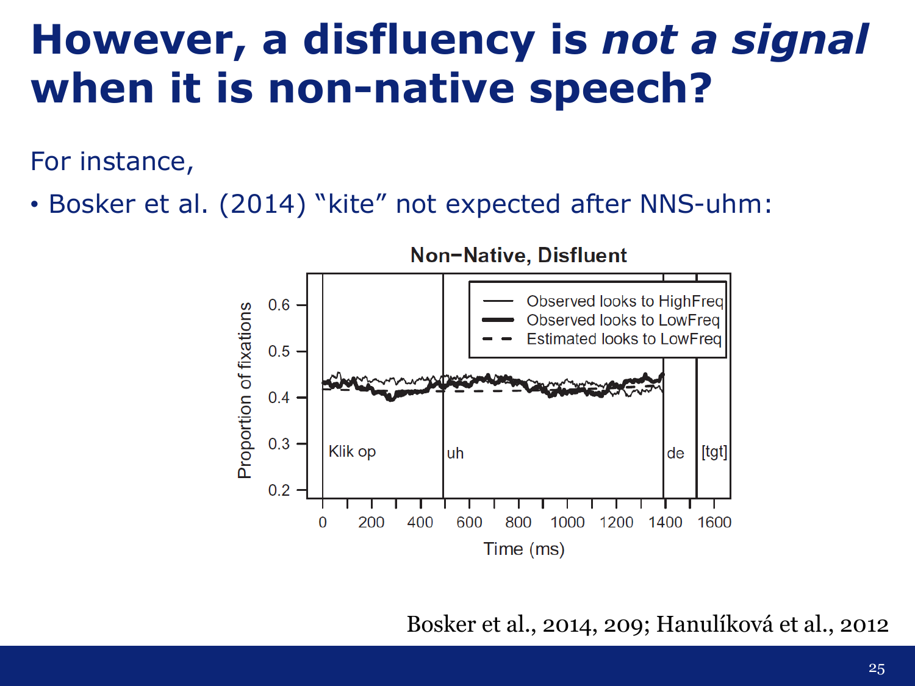# However, a disfluency is *not a signal* when it is non-native speech?

For instance,

- Bosker et al. (2014) “kite” not expected after NNS-uhm:

Non−Native, Disfluent

Bosker et al., 2014, 209; Hanulíková et al., 2012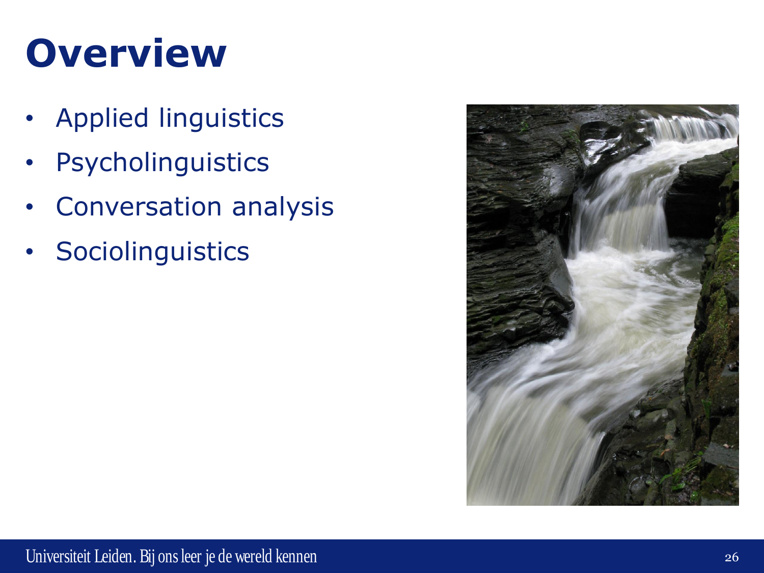# Overview

- Applied linguistics
- Psycholinguistics
- Conversation analysis
- Sociolinguistics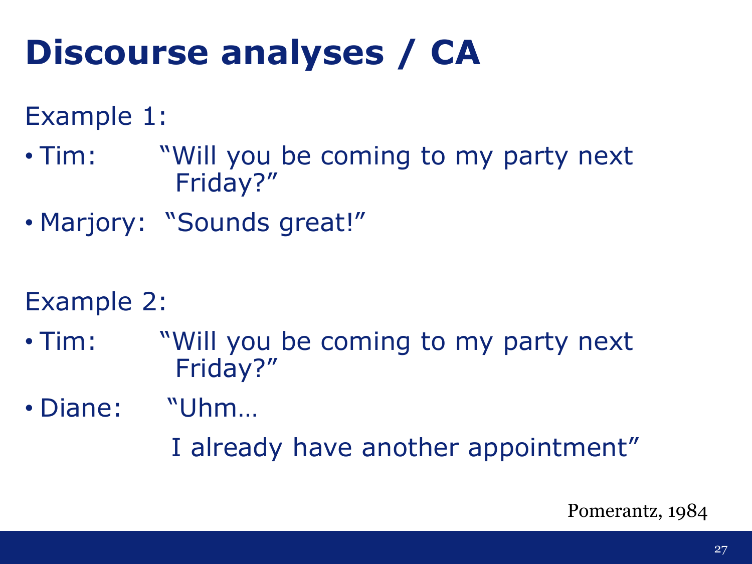# Discourse analyses / CA

Example 1:

- Tim: "Will you be coming to my party next Friday?"
- Marjory: "Sounds great!"

Example 2:

- Tim: "Will you be coming to my party next Friday?"
- Diane: "Uhm…

  I already have another appointment"

Pomerantz, 1984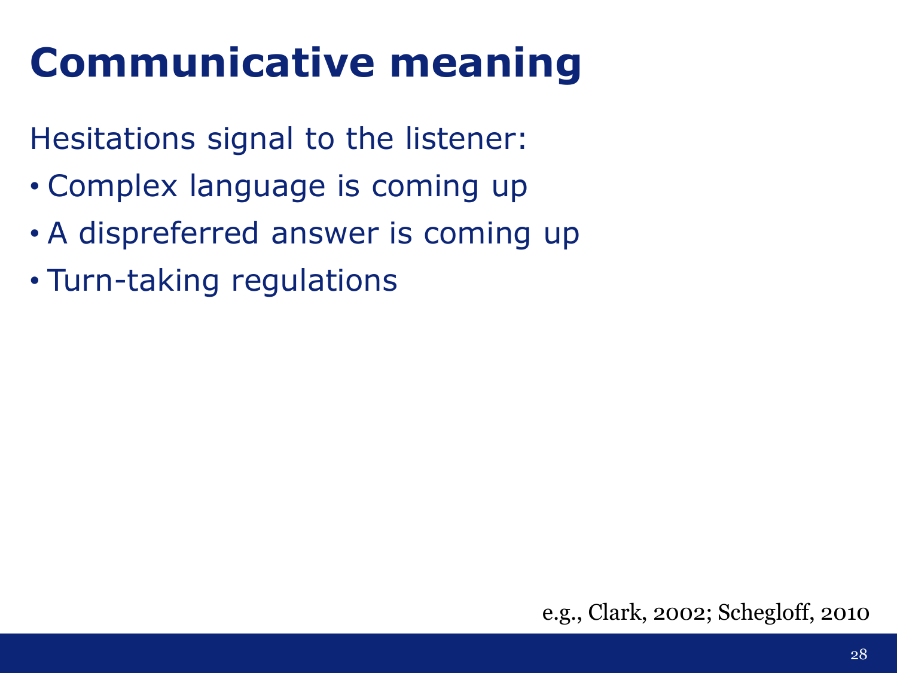# Communicative meaning

Hesitations signal to the listener:

- Complex language is coming up
- A dispreferred answer is coming up
- Turn-taking regulations

e.g., Clark, 2002; Schegloff, 2010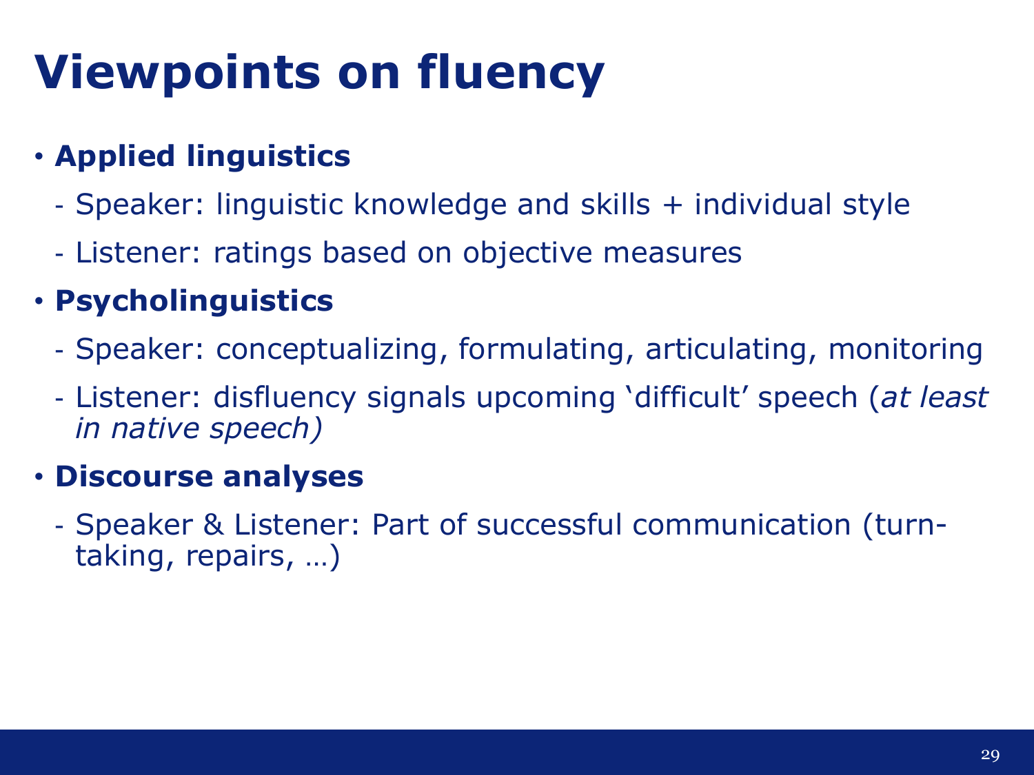# Viewpoints on fluency

- **Applied linguistics**
  - Speaker: linguistic knowledge and skills + individual style
  - Listener: ratings based on objective measures
- **Psycholinguistics**
  - Speaker: conceptualizing, formulating, articulating, monitoring
  - Listener: disfluency signals upcoming 'difficult' speech (*at least in native speech)*
- **Discourse analyses**
  - Speaker & Listener: Part of successful communication (turn-taking, repairs, …)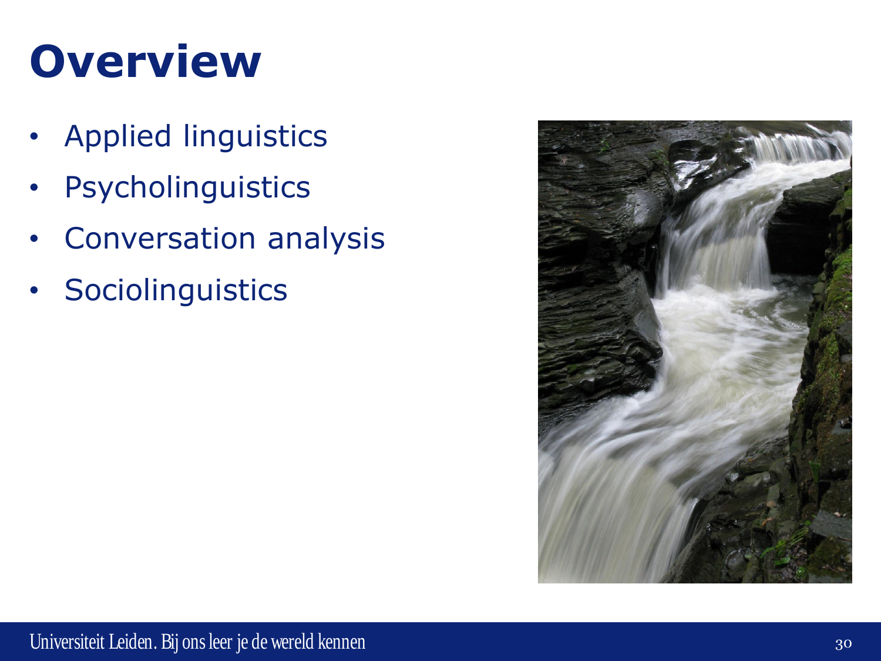# Overview

- Applied linguistics
- Psycholinguistics
- Conversation analysis
- Sociolinguistics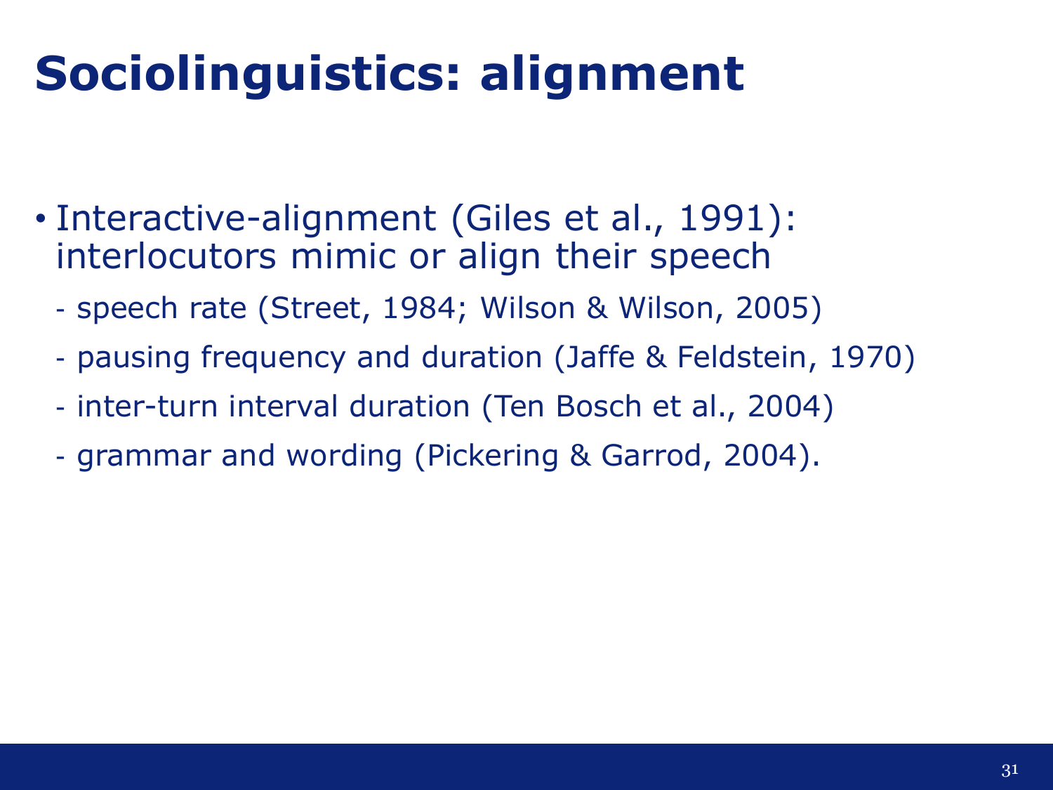# Sociolinguistics: alignment

- Interactive-alignment (Giles et al., 1991): interlocutors mimic or align their speech
  - speech rate (Street, 1984; Wilson & Wilson, 2005)
  - pausing frequency and duration (Jaffe & Feldstein, 1970)
  - inter-turn interval duration (Ten Bosch et al., 2004)
  - grammar and wording (Pickering & Garrod, 2004).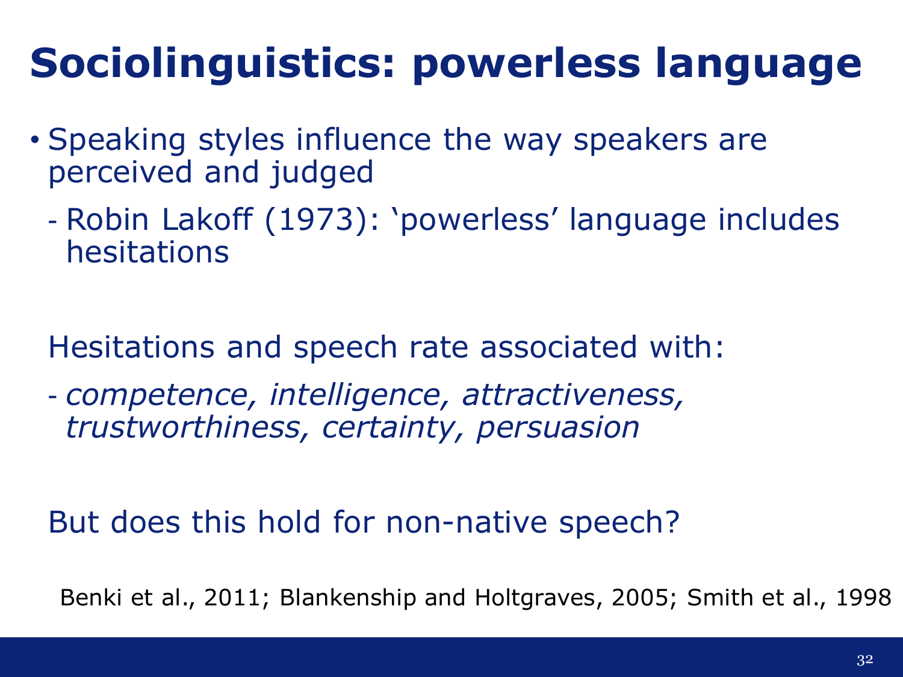# Sociolinguistics: powerless language

- Speaking styles influence the way speakers are perceived and judged
  - Robin Lakoff (1973): 'powerless' language includes hesitations

Hesitations and speech rate associated with:

- *competence, intelligence, attractiveness, trustworthiness, certainty, persuasion*

But does this hold for non-native speech?

Benki et al., 2011; Blankenship and Holtgraves, 2005; Smith et al., 1998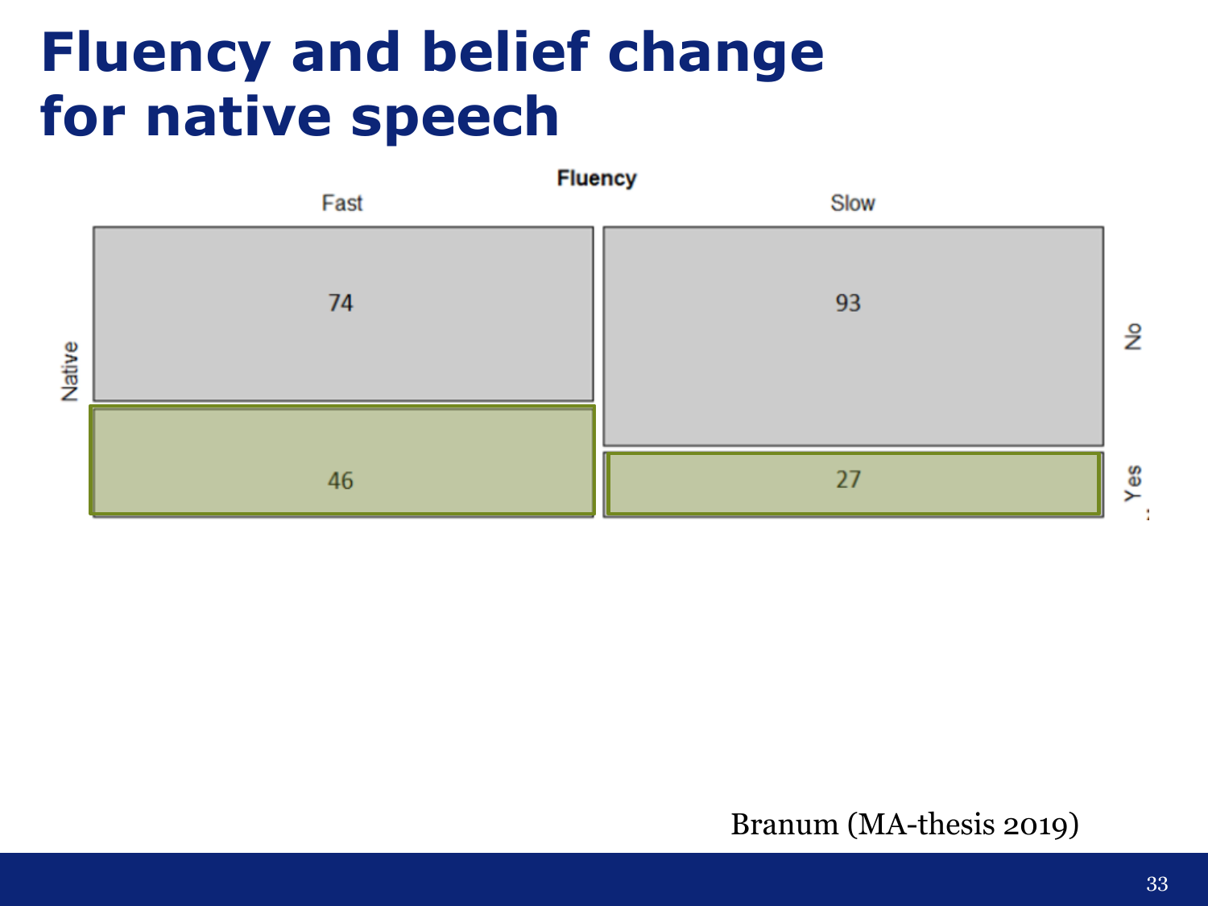# Fluency and belief change for native speech

| Native | Fast | Slow |
|---|---|---|
| No | 74 | 93 |
| Yes | 46 | 27 |

Branum (MA-thesis 2019)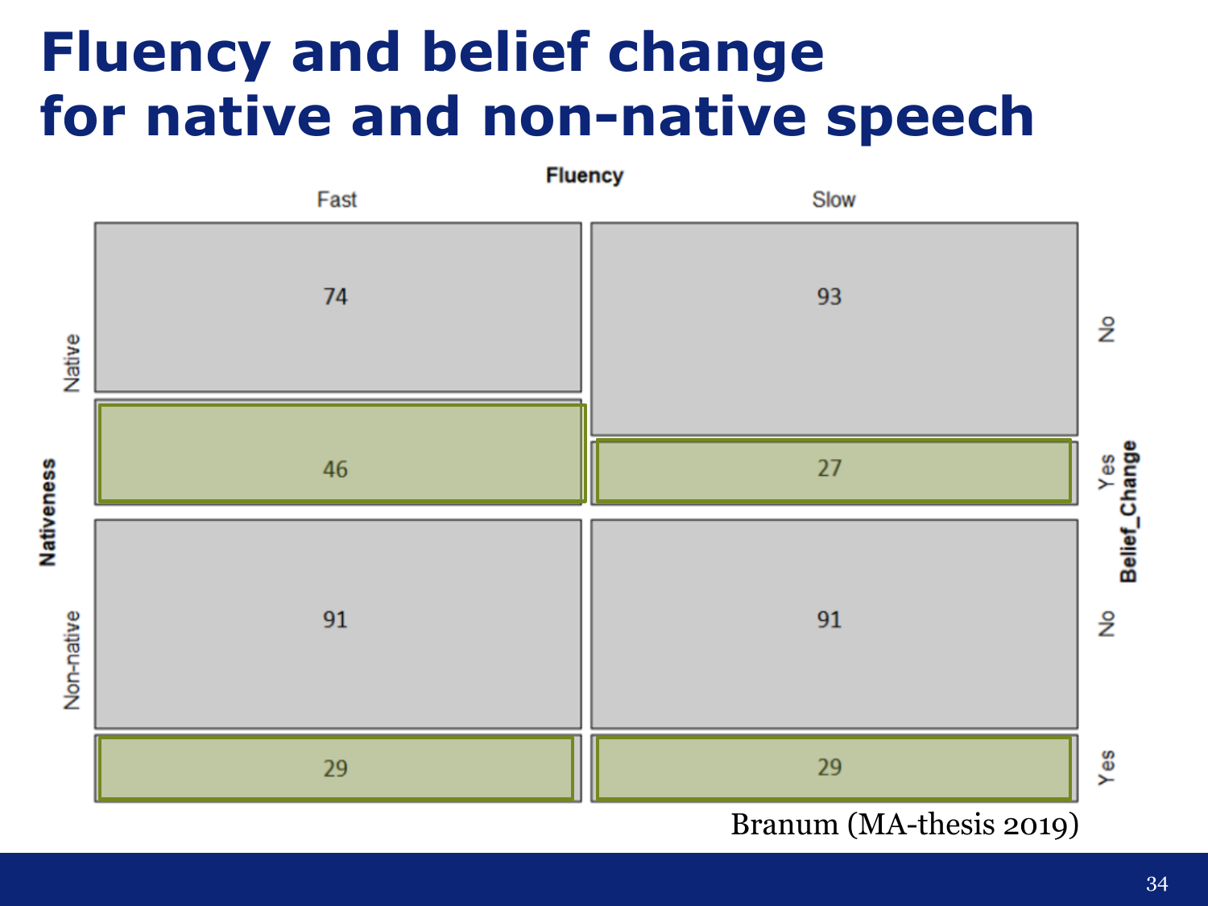# Fluency and belief change for native and non-native speech

| Nativeness | Belief_Change | Fluency: Fast | Fluency: Slow |
|---|---|---|---|
| Native | No | 74 | 93 |
| Native | Yes | 46 | 27 |
| Non-native | No | 91 | 91 |
| Non-native | Yes | 29 | 29 |

Branum (MA-thesis 2019)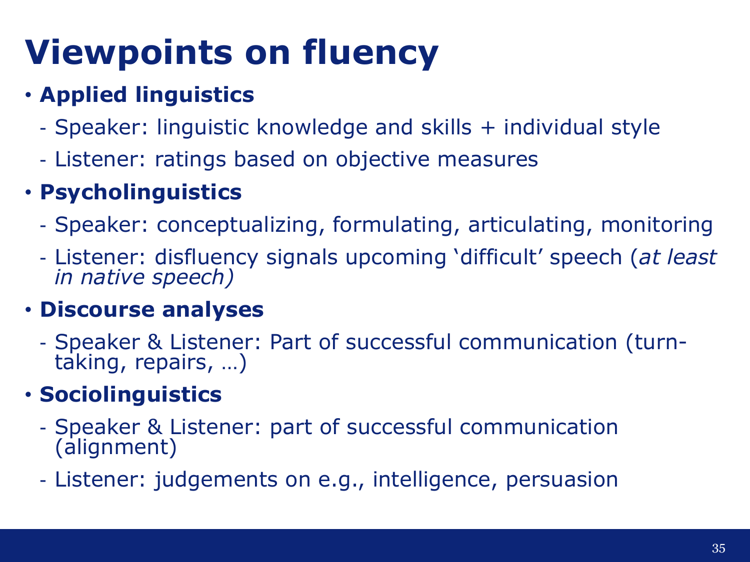# Viewpoints on fluency

- **Applied linguistics**
  - Speaker: linguistic knowledge and skills + individual style
  - Listener: ratings based on objective measures
- **Psycholinguistics**
  - Speaker: conceptualizing, formulating, articulating, monitoring
  - Listener: disfluency signals upcoming 'difficult' speech (*at least in native speech)*
- **Discourse analyses**
  - Speaker & Listener: Part of successful communication (turn-taking, repairs, …)
- **Sociolinguistics**
  - Speaker & Listener: part of successful communication (alignment)
  - Listener: judgements on e.g., intelligence, persuasion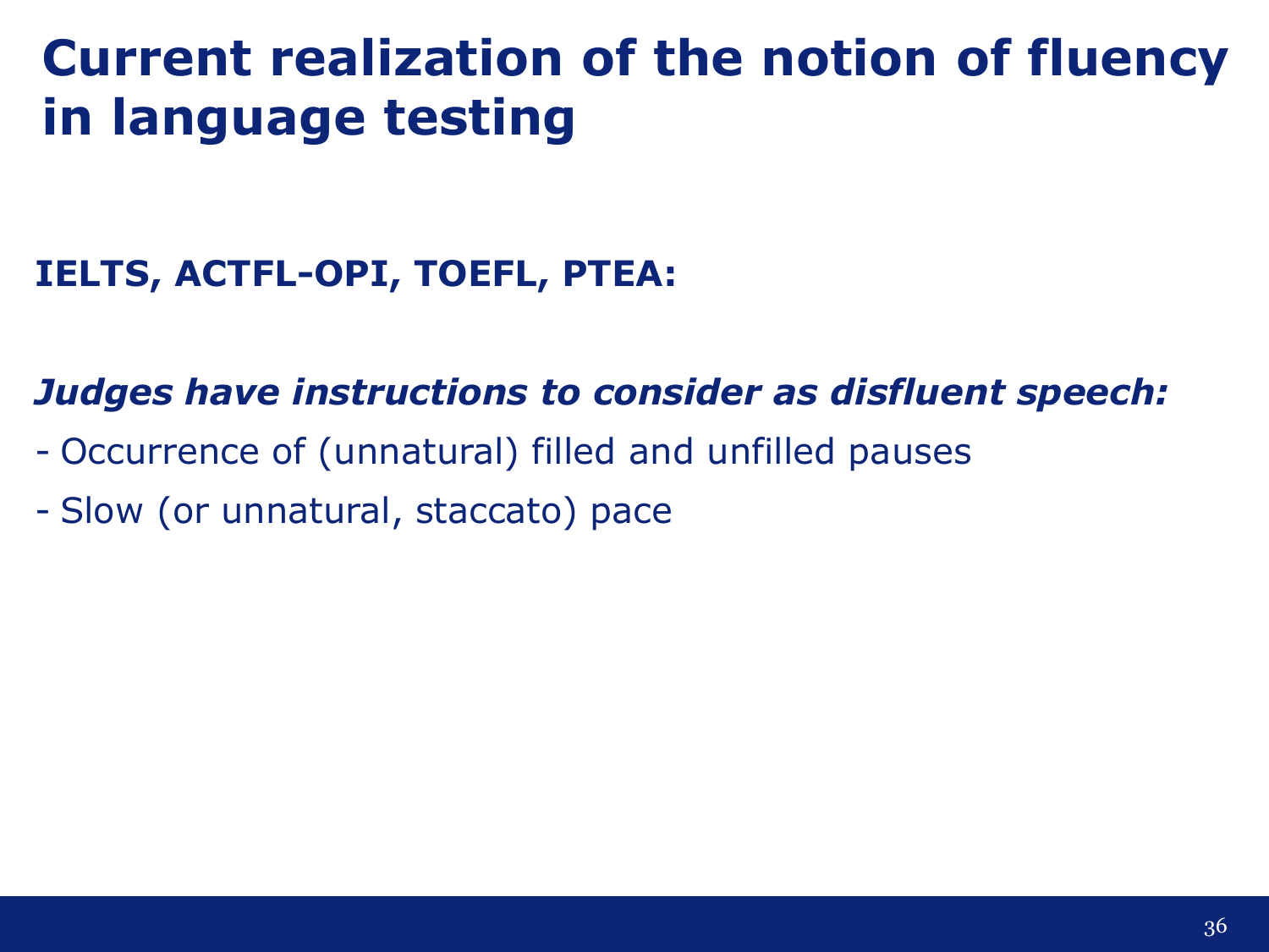# Current realization of the notion of fluency in language testing

**IELTS, ACTFL-OPI, TOEFL, PTEA:**

***Judges have instructions to consider as disfluent speech:***

- Occurrence of (unnatural) filled and unfilled pauses
- Slow (or unnatural, staccato) pace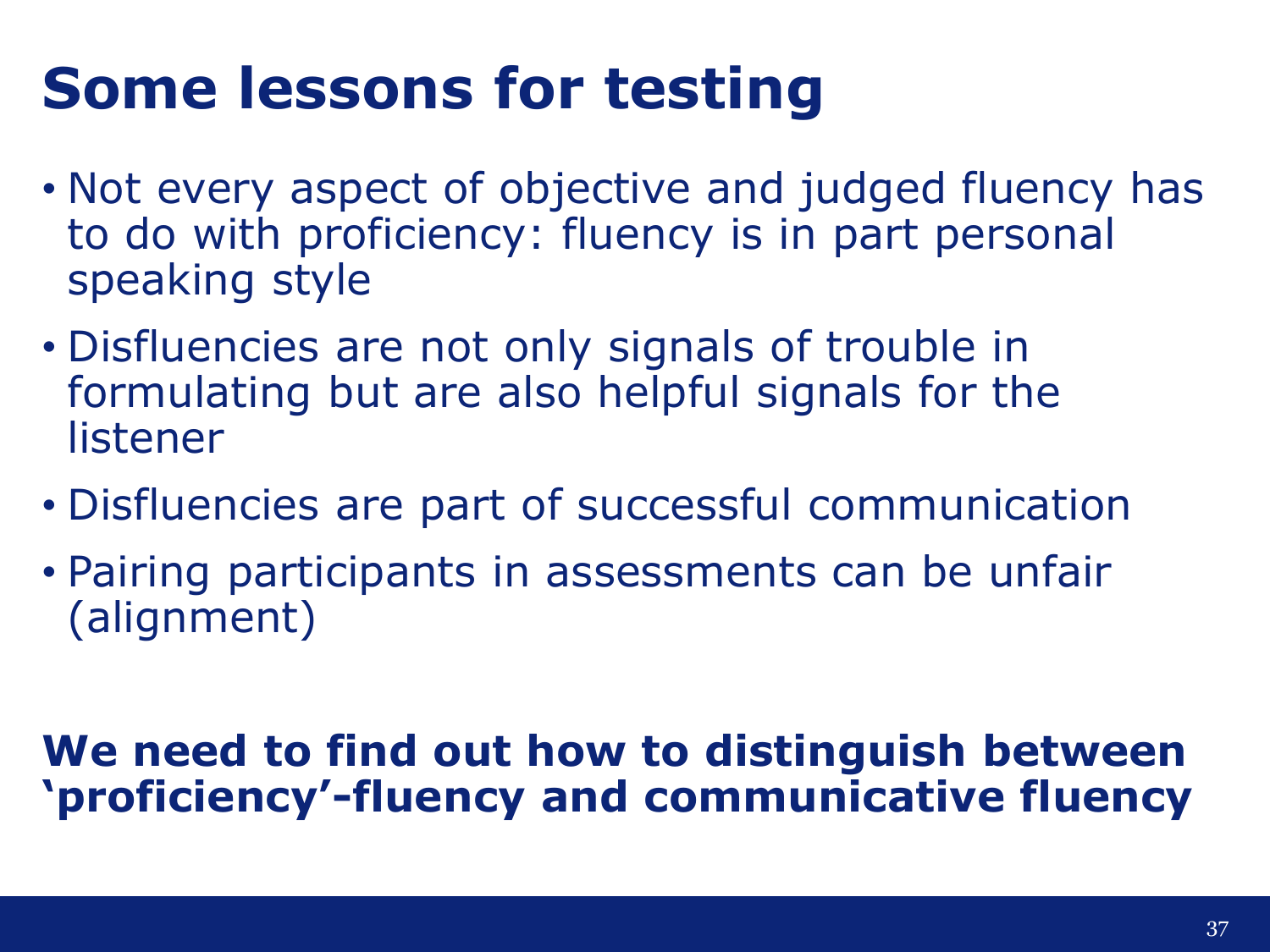# Some lessons for testing

- Not every aspect of objective and judged fluency has to do with proficiency: fluency is in part personal speaking style
- Disfluencies are not only signals of trouble in formulating but are also helpful signals for the listener
- Disfluencies are part of successful communication
- Pairing participants in assessments can be unfair (alignment)

**We need to find out how to distinguish between 'proficiency'-fluency and communicative fluency**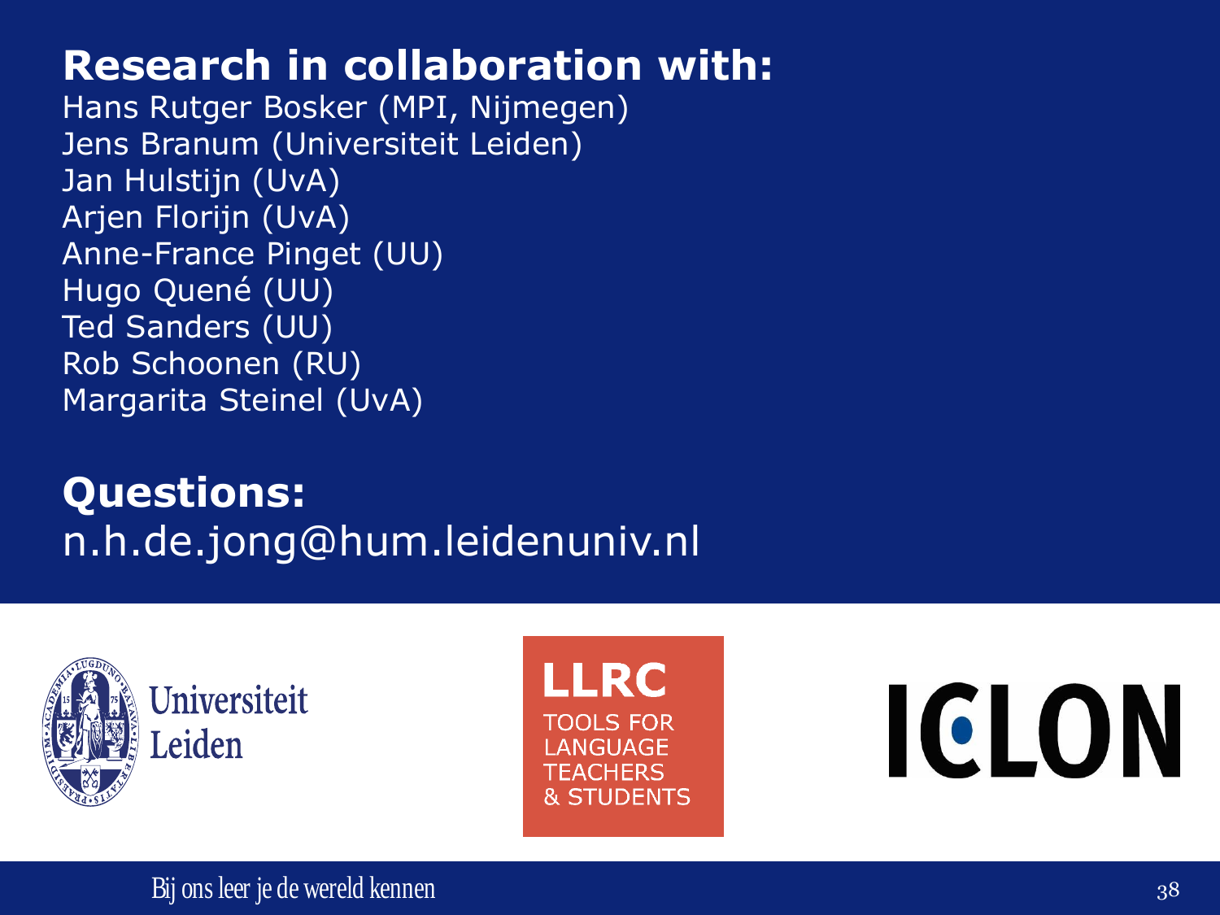## Research in collaboration with:

Hans Rutger Bosker (MPI, Nijmegen)
Jens Branum (Universiteit Leiden)
Jan Hulstijn (UvA)
Arjen Florijn (UvA)
Anne-France Pinget (UU)
Hugo Quené (UU)
Ted Sanders (UU)
Rob Schoonen (RU)
Margarita Steinel (UvA)

## Questions:

n.h.de.jong@hum.leidenuniv.nl

Universiteit Leiden

LLRC
TOOLS FOR LANGUAGE TEACHERS & STUDENTS

ICLON

Bij ons leer je de wereld kennen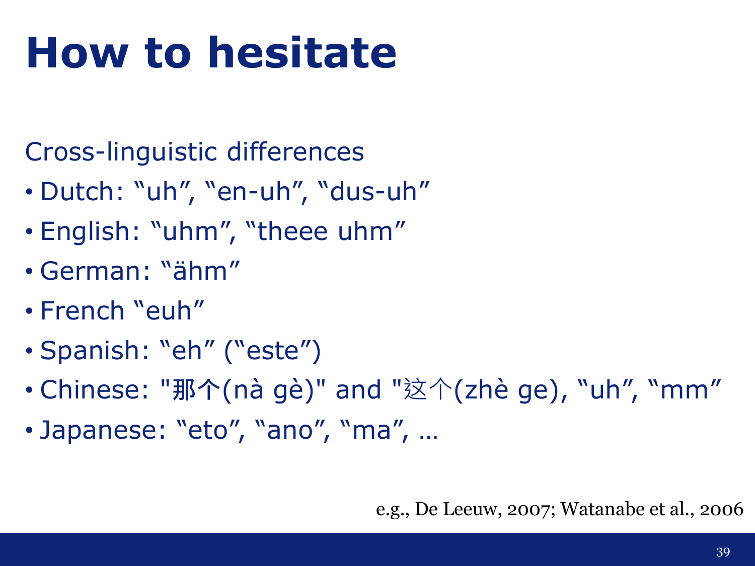# How to hesitate

Cross-linguistic differences

- Dutch: “uh”, “en-uh”, “dus-uh”
- English: “uhm”, “theee uhm”
- German: “ähm”
- French “euh”
- Spanish: “eh” (“este”)
- Chinese: "那个(nà gè)" and "这个(zhè ge), “uh”, “mm”
- Japanese: “eto”, “ano”, “ma”, …

e.g., De Leeuw, 2007; Watanabe et al., 2006